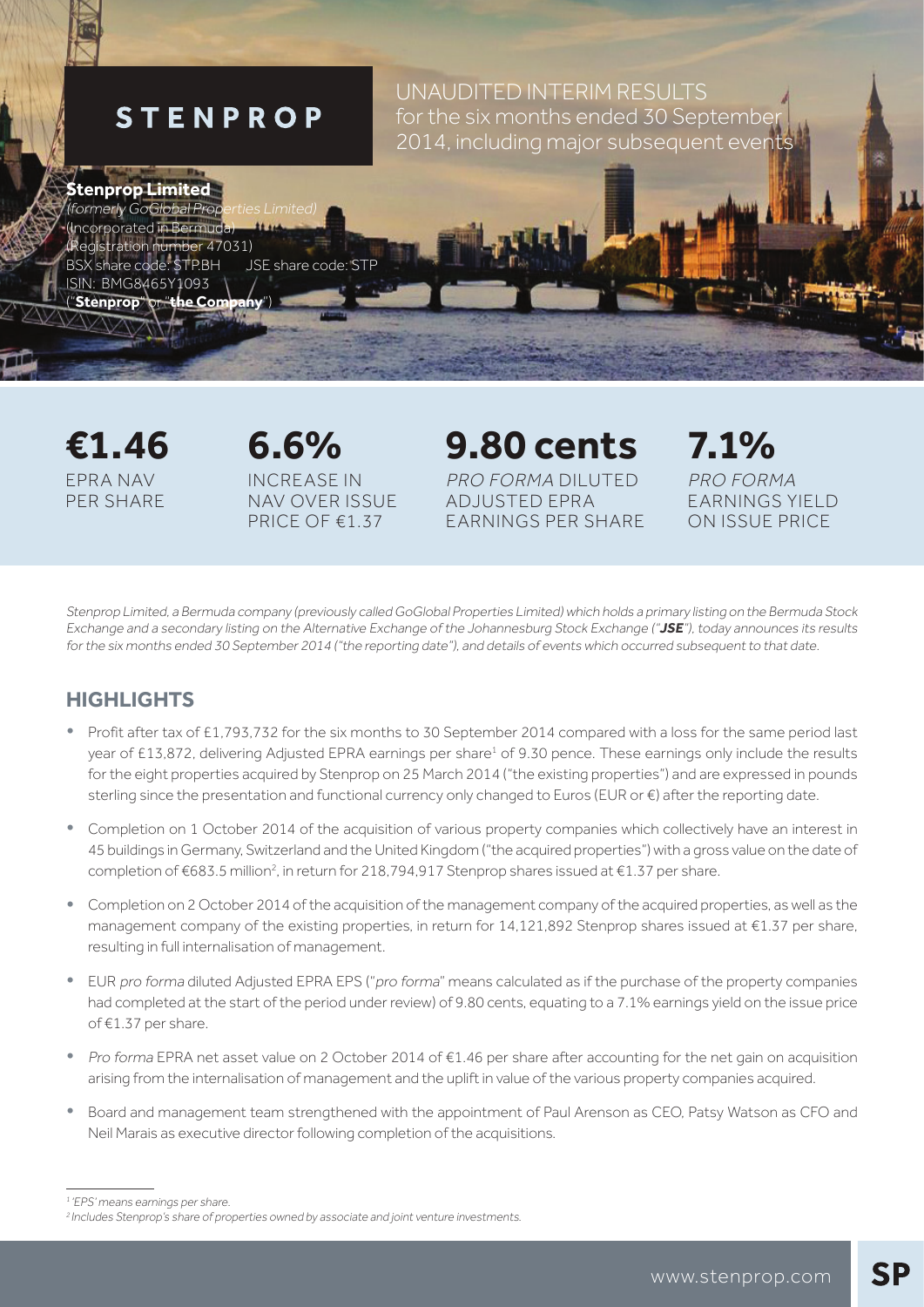# STENPROP

UNAUDITED INTERIM RESULTS for the six months ended 30 September 2014, including major subsequent events

**Stenprop Limited**
*(formerly GoGlobal Properties Limited)*
(Incorporated in Bermuda)
(Registration number 47031)
BSX share code: STP.BH JSE share code: STP
ISIN: BMG8465Y1093
("**Stenprop**" or "**the Company**")

| **€1.46** | **6.6%** | **9.80 cents** | **7.1%** |
|---|---|---|---|
| EPRA NAV PER SHARE | INCREASE IN NAV OVER ISSUE PRICE OF €1.37 | *PRO FORMA* DILUTED ADJUSTED EPRA EARNINGS PER SHARE | *PRO FORMA* EARNINGS YIELD ON ISSUE PRICE |

*Stenprop Limited, a Bermuda company (previously called GoGlobal Properties Limited) which holds a primary listing on the Bermuda Stock Exchange and a secondary listing on the Alternative Exchange of the Johannesburg Stock Exchange ("**JSE**"), today announces its results for the six months ended 30 September 2014 ("the reporting date"), and details of events which occurred subsequent to that date.*

## HIGHLIGHTS

- Profit after tax of £1,793,732 for the six months to 30 September 2014 compared with a loss for the same period last year of £13,872, delivering Adjusted EPRA earnings per share[1] of 9.30 pence. These earnings only include the results for the eight properties acquired by Stenprop on 25 March 2014 ("the existing properties") and are expressed in pounds sterling since the presentation and functional currency only changed to Euros (EUR or €) after the reporting date.
- Completion on 1 October 2014 of the acquisition of various property companies which collectively have an interest in 45 buildings in Germany, Switzerland and the United Kingdom ("the acquired properties") with a gross value on the date of completion of €683.5 million[2], in return for 218,794,917 Stenprop shares issued at €1.37 per share.
- Completion on 2 October 2014 of the acquisition of the management company of the acquired properties, as well as the management company of the existing properties, in return for 14,121,892 Stenprop shares issued at €1.37 per share, resulting in full internalisation of management.
- EUR *pro forma* diluted Adjusted EPRA EPS ("*pro forma*" means calculated as if the purchase of the property companies had completed at the start of the period under review) of 9.80 cents, equating to a 7.1% earnings yield on the issue price of €1.37 per share.
- *Pro forma* EPRA net asset value on 2 October 2014 of €1.46 per share after accounting for the net gain on acquisition arising from the internalisation of management and the uplift in value of the various property companies acquired.
- Board and management team strengthened with the appointment of Paul Arenson as CEO, Patsy Watson as CFO and Neil Marais as executive director following completion of the acquisitions.

[1] *'EPS' means earnings per share.*
[2] *Includes Stenprop's share of properties owned by associate and joint venture investments.*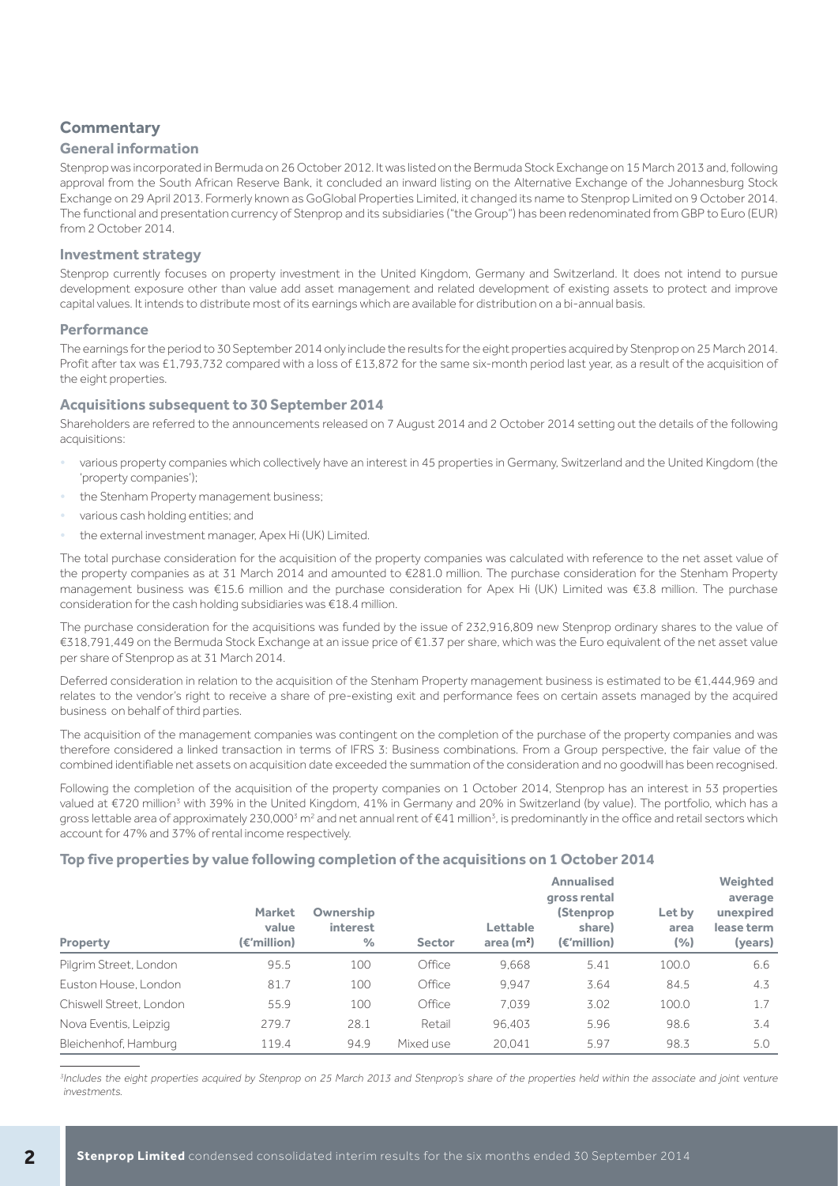## Commentary

### General information

Stenprop was incorporated in Bermuda on 26 October 2012. It was listed on the Bermuda Stock Exchange on 15 March 2013 and, following approval from the South African Reserve Bank, it concluded an inward listing on the Alternative Exchange of the Johannesburg Stock Exchange on 29 April 2013. Formerly known as GoGlobal Properties Limited, it changed its name to Stenprop Limited on 9 October 2014. The functional and presentation currency of Stenprop and its subsidiaries ("the Group") has been redenominated from GBP to Euro (EUR) from 2 October 2014.

### Investment strategy

Stenprop currently focuses on property investment in the United Kingdom, Germany and Switzerland. It does not intend to pursue development exposure other than value add asset management and related development of existing assets to protect and improve capital values. It intends to distribute most of its earnings which are available for distribution on a bi-annual basis.

### Performance

The earnings for the period to 30 September 2014 only include the results for the eight properties acquired by Stenprop on 25 March 2014. Profit after tax was £1,793,732 compared with a loss of £13,872 for the same six-month period last year, as a result of the acquisition of the eight properties.

### Acquisitions subsequent to 30 September 2014

Shareholders are referred to the announcements released on 7 August 2014 and 2 October 2014 setting out the details of the following acquisitions:

- various property companies which collectively have an interest in 45 properties in Germany, Switzerland and the United Kingdom (the 'property companies');
- the Stenham Property management business;
- various cash holding entities; and
- the external investment manager, Apex Hi (UK) Limited.

The total purchase consideration for the acquisition of the property companies was calculated with reference to the net asset value of the property companies as at 31 March 2014 and amounted to €281.0 million. The purchase consideration for the Stenham Property management business was €15.6 million and the purchase consideration for Apex Hi (UK) Limited was €3.8 million. The purchase consideration for the cash holding subsidiaries was €18.4 million.

The purchase consideration for the acquisitions was funded by the issue of 232,916,809 new Stenprop ordinary shares to the value of €318,791,449 on the Bermuda Stock Exchange at an issue price of €1.37 per share, which was the Euro equivalent of the net asset value per share of Stenprop as at 31 March 2014.

Deferred consideration in relation to the acquisition of the Stenham Property management business is estimated to be €1,444,969 and relates to the vendor's right to receive a share of pre-existing exit and performance fees on certain assets managed by the acquired business on behalf of third parties.

The acquisition of the management companies was contingent on the completion of the purchase of the property companies and was therefore considered a linked transaction in terms of IFRS 3: Business combinations. From a Group perspective, the fair value of the combined identifiable net assets on acquisition date exceeded the summation of the consideration and no goodwill has been recognised.

Following the completion of the acquisition of the property companies on 1 October 2014, Stenprop has an interest in 53 properties valued at €720 million[3] with 39% in the United Kingdom, 41% in Germany and 20% in Switzerland (by value). The portfolio, which has a gross lettable area of approximately 230,000[3] m² and net annual rent of €41 million[3], is predominantly in the office and retail sectors which account for 47% and 37% of rental income respectively.

### Top five properties by value following completion of the acquisitions on 1 October 2014

| Property | Market value (€'million) | Ownership interest % | Sector | Lettable area (m²) | Annualised gross rental (Stenprop share) (€'million) | Let by area (%) | Weighted average unexpired lease term (years) |
|---|---|---|---|---|---|---|---|
| Pilgrim Street, London | 95.5 | 100 | Office | 9,668 | 5.41 | 100.0 | 6.6 |
| Euston House, London | 81.7 | 100 | Office | 9,947 | 3.64 | 84.5 | 4.3 |
| Chiswell Street, London | 55.9 | 100 | Office | 7,039 | 3.02 | 100.0 | 1.7 |
| Nova Eventis, Leipzig | 279.7 | 28.1 | Retail | 96,403 | 5.96 | 98.6 | 3.4 |
| Bleichenhof, Hamburg | 119.4 | 94.9 | Mixed use | 20,041 | 5.97 | 98.3 | 5.0 |

*[3]Includes the eight properties acquired by Stenprop on 25 March 2013 and Stenprop's share of the properties held within the associate and joint venture investments.*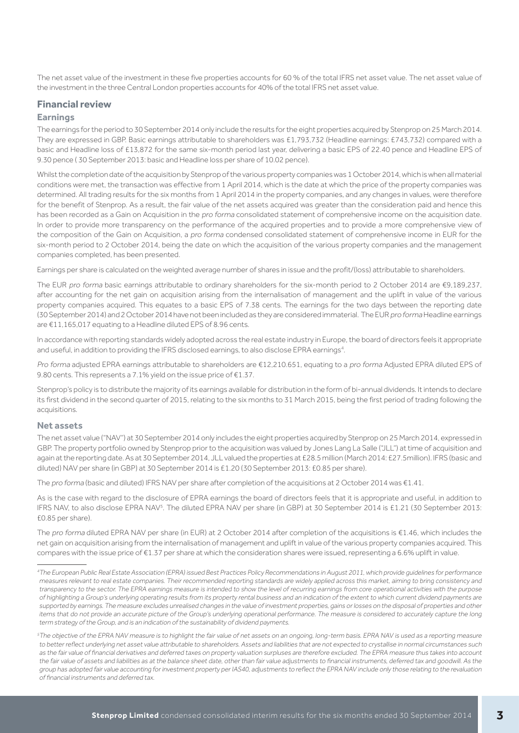The net asset value of the investment in these five properties accounts for 60 % of the total IFRS net asset value. The net asset value of the investment in the three Central London properties accounts for 40% of the total IFRS net asset value.

## Financial review

### Earnings

The earnings for the period to 30 September 2014 only include the results for the eight properties acquired by Stenprop on 25 March 2014. They are expressed in GBP. Basic earnings attributable to shareholders was £1,793,732 (Headline earnings: £743,732) compared with a basic and Headline loss of £13,872 for the same six-month period last year, delivering a basic EPS of 22.40 pence and Headline EPS of 9.30 pence ( 30 September 2013: basic and Headline loss per share of 10.02 pence).

Whilst the completion date of the acquisition by Stenprop of the various property companies was 1 October 2014, which is when all material conditions were met, the transaction was effective from 1 April 2014, which is the date at which the price of the property companies was determined. All trading results for the six months from 1 April 2014 in the property companies, and any changes in values, were therefore for the benefit of Stenprop. As a result, the fair value of the net assets acquired was greater than the consideration paid and hence this has been recorded as a Gain on Acquisition in the *pro forma* consolidated statement of comprehensive income on the acquisition date. In order to provide more transparency on the performance of the acquired properties and to provide a more comprehensive view of the composition of the Gain on Acquisition, a *pro forma* condensed consolidated statement of comprehensive income in EUR for the six-month period to 2 October 2014, being the date on which the acquisition of the various property companies and the management companies completed, has been presented.

Earnings per share is calculated on the weighted average number of shares in issue and the profit/(loss) attributable to shareholders.

The EUR *pro forma* basic earnings attributable to ordinary shareholders for the six-month period to 2 October 2014 are €9,189,237, after accounting for the net gain on acquisition arising from the internalisation of management and the uplift in value of the various property companies acquired. This equates to a basic EPS of 7.38 cents. The earnings for the two days between the reporting date (30 September 2014) and 2 October 2014 have not been included as they are considered immaterial. The EUR *pro forma* Headline earnings are €11,165,017 equating to a Headline diluted EPS of 8.96 cents.

In accordance with reporting standards widely adopted across the real estate industry in Europe, the board of directors feels it appropriate and useful, in addition to providing the IFRS disclosed earnings, to also disclose EPRA earnings[4].

*Pro forma* adjusted EPRA earnings attributable to shareholders are €12,210.651, equating to a *pro forma* Adjusted EPRA diluted EPS of 9.80 cents. This represents a 7.1% yield on the issue price of €1.37.

Stenprop's policy is to distribute the majority of its earnings available for distribution in the form of bi-annual dividends. It intends to declare its first dividend in the second quarter of 2015, relating to the six months to 31 March 2015, being the first period of trading following the acquisitions.

### Net assets

The net asset value ("NAV") at 30 September 2014 only includes the eight properties acquired by Stenprop on 25 March 2014, expressed in GBP. The property portfolio owned by Stenprop prior to the acquisition was valued by Jones Lang La Salle ("JLL") at time of acquisition and again at the reporting date. As at 30 September 2014, JLL valued the properties at £28.5 million (March 2014: £27.5million). IFRS (basic and diluted) NAV per share (in GBP) at 30 September 2014 is £1.20 (30 September 2013: £0.85 per share).

The *pro forma* (basic and diluted) IFRS NAV per share after completion of the acquisitions at 2 October 2014 was €1.41.

As is the case with regard to the disclosure of EPRA earnings the board of directors feels that it is appropriate and useful, in addition to IFRS NAV, to also disclose EPRA NAV[5]. The diluted EPRA NAV per share (in GBP) at 30 September 2014 is £1.21 (30 September 2013: £0.85 per share).

The *pro forma* diluted EPRA NAV per share (in EUR) at 2 October 2014 after completion of the acquisitions is €1.46, which includes the net gain on acquisition arising from the internalisation of management and uplift in value of the various property companies acquired. This compares with the issue price of €1.37 per share at which the consideration shares were issued, representing a 6.6% uplift in value.

---

*[4]The European Public Real Estate Association (EPRA) issued Best Practices Policy Recommendations in August 2011, which provide guidelines for performance measures relevant to real estate companies. Their recommended reporting standards are widely applied across this market, aiming to bring consistency and transparency to the sector. The EPRA earnings measure is intended to show the level of recurring earnings from core operational activities with the purpose of highlighting a Group's underlying operating results from its property rental business and an indication of the extent to which current dividend payments are supported by earnings. The measure excludes unrealised changes in the value of investment properties, gains or losses on the disposal of properties and other items that do not provide an accurate picture of the Group's underlying operational performance. The measure is considered to accurately capture the long term strategy of the Group, and is an indication of the sustainability of dividend payments.*

*[5]The objective of the EPRA NAV measure is to highlight the fair value of net assets on an ongoing, long-term basis. EPRA NAV is used as a reporting measure to better reflect underlying net asset value attributable to shareholders. Assets and liabilities that are not expected to crystallise in normal circumstances such as the fair value of financial derivatives and deferred taxes on property valuation surpluses are therefore excluded. The EPRA measure thus takes into account the fair value of assets and liabilities as at the balance sheet date, other than fair value adjustments to financial instruments, deferred tax and goodwill. As the group has adopted fair value accounting for investment property per IAS40, adjustments to reflect the EPRA NAV include only those relating to the revaluation of financial instruments and deferred tax.*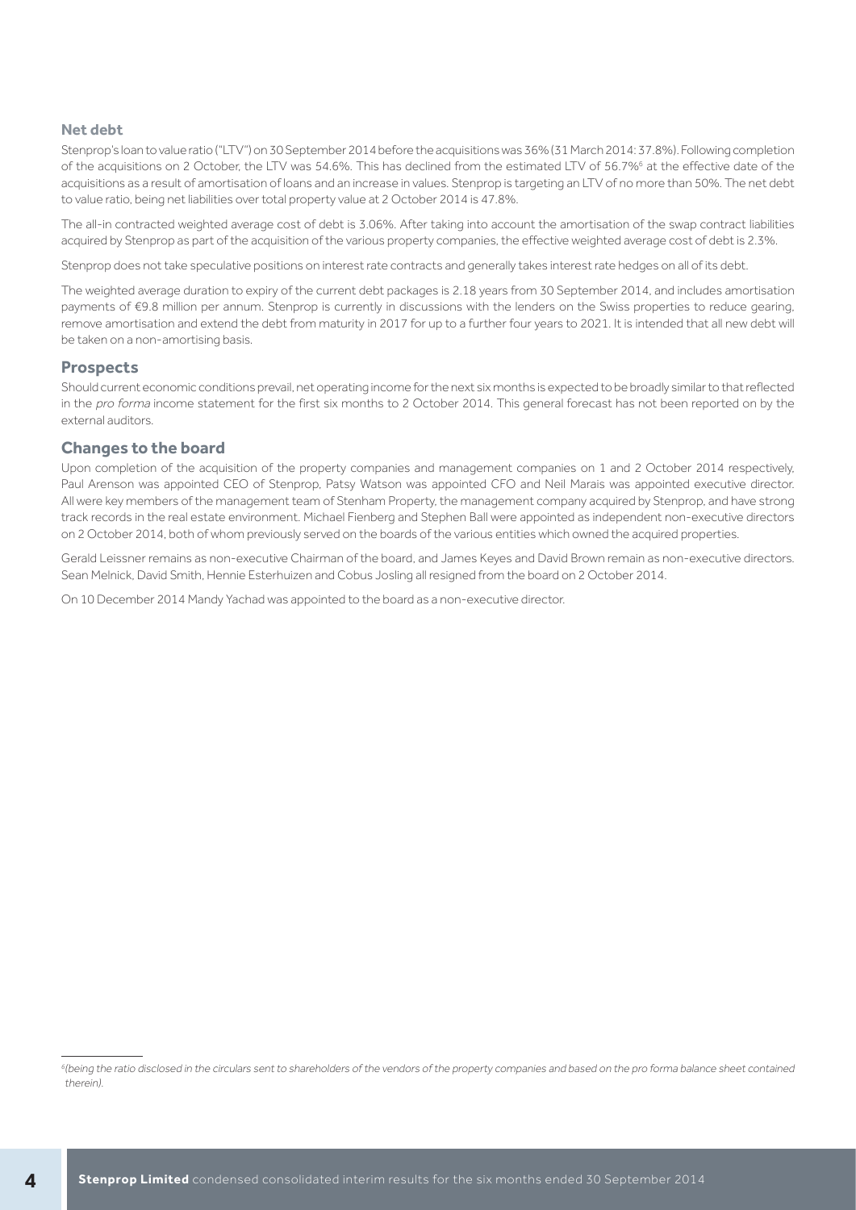### Net debt

Stenprop's loan to value ratio ("LTV") on 30 September 2014 before the acquisitions was 36% (31 March 2014: 37.8%). Following completion of the acquisitions on 2 October, the LTV was 54.6%. This has declined from the estimated LTV of 56.7%[6] at the effective date of the acquisitions as a result of amortisation of loans and an increase in values. Stenprop is targeting an LTV of no more than 50%. The net debt to value ratio, being net liabilities over total property value at 2 October 2014 is 47.8%.

The all-in contracted weighted average cost of debt is 3.06%. After taking into account the amortisation of the swap contract liabilities acquired by Stenprop as part of the acquisition of the various property companies, the effective weighted average cost of debt is 2.3%.

Stenprop does not take speculative positions on interest rate contracts and generally takes interest rate hedges on all of its debt.

The weighted average duration to expiry of the current debt packages is 2.18 years from 30 September 2014, and includes amortisation payments of €9.8 million per annum. Stenprop is currently in discussions with the lenders on the Swiss properties to reduce gearing, remove amortisation and extend the debt from maturity in 2017 for up to a further four years to 2021. It is intended that all new debt will be taken on a non-amortising basis.

## Prospects

Should current economic conditions prevail, net operating income for the next six months is expected to be broadly similar to that reflected in the *pro forma* income statement for the first six months to 2 October 2014. This general forecast has not been reported on by the external auditors.

## Changes to the board

Upon completion of the acquisition of the property companies and management companies on 1 and 2 October 2014 respectively, Paul Arenson was appointed CEO of Stenprop, Patsy Watson was appointed CFO and Neil Marais was appointed executive director. All were key members of the management team of Stenham Property, the management company acquired by Stenprop, and have strong track records in the real estate environment. Michael Fienberg and Stephen Ball were appointed as independent non-executive directors on 2 October 2014, both of whom previously served on the boards of the various entities which owned the acquired properties.

Gerald Leissner remains as non-executive Chairman of the board, and James Keyes and David Brown remain as non-executive directors. Sean Melnick, David Smith, Hennie Esterhuizen and Cobus Josling all resigned from the board on 2 October 2014.

On 10 December 2014 Mandy Yachad was appointed to the board as a non-executive director.

---

[6] *(being the ratio disclosed in the circulars sent to shareholders of the vendors of the property companies and based on the pro forma balance sheet contained therein).*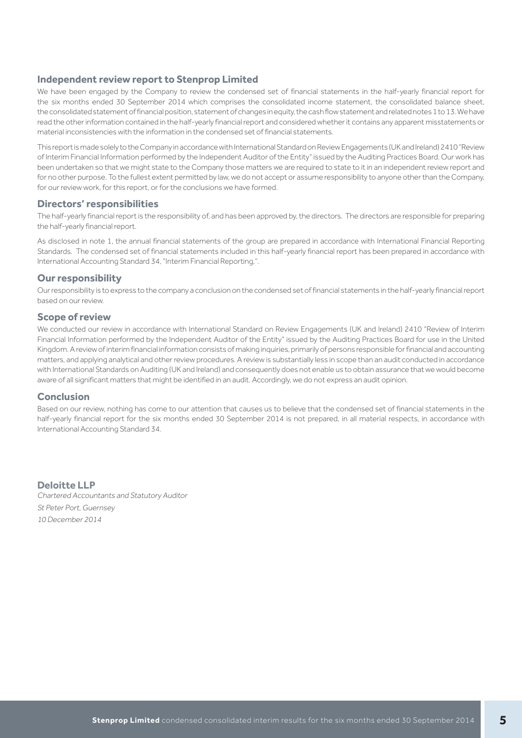## Independent review report to Stenprop Limited

We have been engaged by the Company to review the condensed set of financial statements in the half-yearly financial report for the six months ended 30 September 2014 which comprises the consolidated income statement, the consolidated balance sheet, the consolidated statement of financial position, statement of changes in equity, the cash flow statement and related notes 1 to 13. We have read the other information contained in the half-yearly financial report and considered whether it contains any apparent misstatements or material inconsistencies with the information in the condensed set of financial statements.

This report is made solely to the Company in accordance with International Standard on Review Engagements (UK and Ireland) 2410 "Review of Interim Financial Information performed by the Independent Auditor of the Entity" issued by the Auditing Practices Board. Our work has been undertaken so that we might state to the Company those matters we are required to state to it in an independent review report and for no other purpose. To the fullest extent permitted by law, we do not accept or assume responsibility to anyone other than the Company, for our review work, for this report, or for the conclusions we have formed.

## Directors' responsibilities

The half-yearly financial report is the responsibility of, and has been approved by, the directors. The directors are responsible for preparing the half-yearly financial report.

As disclosed in note 1, the annual financial statements of the group are prepared in accordance with International Financial Reporting Standards. The condensed set of financial statements included in this half-yearly financial report has been prepared in accordance with International Accounting Standard 34, "Interim Financial Reporting,".

## Our responsibility

Our responsibility is to express to the company a conclusion on the condensed set of financial statements in the half-yearly financial report based on our review.

## Scope of review

We conducted our review in accordance with International Standard on Review Engagements (UK and Ireland) 2410 "Review of Interim Financial Information performed by the Independent Auditor of the Entity" issued by the Auditing Practices Board for use in the United Kingdom. A review of interim financial information consists of making inquiries, primarily of persons responsible for financial and accounting matters, and applying analytical and other review procedures. A review is substantially less in scope than an audit conducted in accordance with International Standards on Auditing (UK and Ireland) and consequently does not enable us to obtain assurance that we would become aware of all significant matters that might be identified in an audit. Accordingly, we do not express an audit opinion.

## Conclusion

Based on our review, nothing has come to our attention that causes us to believe that the condensed set of financial statements in the half-yearly financial report for the six months ended 30 September 2014 is not prepared, in all material respects, in accordance with International Accounting Standard 34.

**Deloitte LLP**
*Chartered Accountants and Statutory Auditor*
*St Peter Port, Guernsey*
*10 December 2014*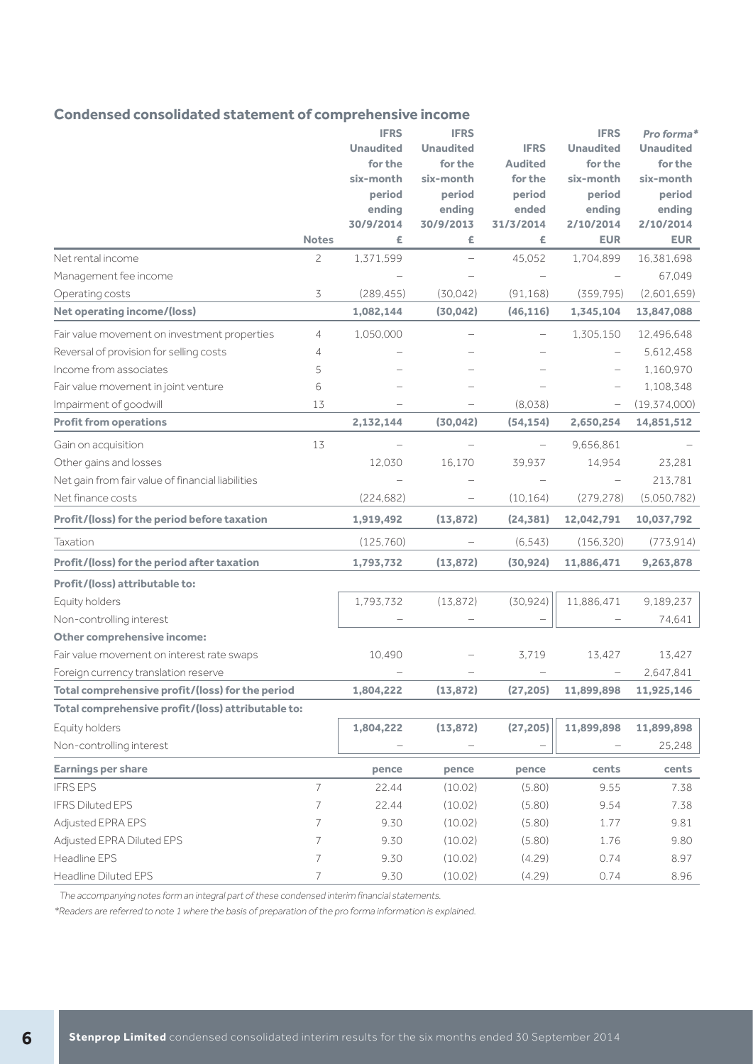## Condensed consolidated statement of comprehensive income

| | Notes | IFRS Unaudited for the six-month period ending 30/9/2014 £ | IFRS Unaudited for the six-month period ending 30/9/2013 £ | IFRS Audited for the period ended 31/3/2014 £ | IFRS Unaudited for the six-month period ending 2/10/2014 EUR | *Pro forma** Unaudited for the six-month period ending 2/10/2014 EUR |
|---|---|---|---|---|---|---|
| Net rental income | 2 | 1,371,599 | – | 45,052 | 1,704,899 | 16,381,698 |
| Management fee income | | – | – | – | – | 67,049 |
| Operating costs | 3 | (289,455) | (30,042) | (91,168) | (359,795) | (2,601,659) |
| **Net operating income/(loss)** | | **1,082,144** | **(30,042)** | **(46,116)** | **1,345,104** | **13,847,088** |
| Fair value movement on investment properties | 4 | 1,050,000 | – | – | 1,305,150 | 12,496,648 |
| Reversal of provision for selling costs | 4 | – | – | – | – | 5,612,458 |
| Income from associates | 5 | – | – | – | – | 1,160,970 |
| Fair value movement in joint venture | 6 | – | – | – | – | 1,108,348 |
| Impairment of goodwill | 13 | – | – | (8,038) | – | (19,374,000) |
| **Profit from operations** | | **2,132,144** | **(30,042)** | **(54,154)** | **2,650,254** | **14,851,512** |
| Gain on acquisition | 13 | – | – | – | 9,656,861 | – |
| Other gains and losses | | 12,030 | 16,170 | 39,937 | 14,954 | 23,281 |
| Net gain from fair value of financial liabilities | | – | – | – | – | 213,781 |
| Net finance costs | | (224,682) | – | (10,164) | (279,278) | (5,050,782) |
| **Profit/(loss) for the period before taxation** | | **1,919,492** | **(13,872)** | **(24,381)** | **12,042,791** | **10,037,792** |
| Taxation | | (125,760) | – | (6,543) | (156,320) | (773,914) |
| **Profit/(loss) for the period after taxation** | | **1,793,732** | **(13,872)** | **(30,924)** | **11,886,471** | **9,263,878** |
| **Profit/(loss) attributable to:** | | | | | | |
| Equity holders | | 1,793,732 | (13,872) | (30,924) | 11,886,471 | 9,189,237 |
| Non-controlling interest | | – | – | – | – | 74,641 |
| **Other comprehensive income:** | | | | | | |
| Fair value movement on interest rate swaps | | 10,490 | – | 3,719 | 13,427 | 13,427 |
| Foreign currency translation reserve | | – | – | – | – | 2,647,841 |
| **Total comprehensive profit/(loss) for the period** | | **1,804,222** | **(13,872)** | **(27,205)** | **11,899,898** | **11,925,146** |
| **Total comprehensive profit/(loss) attributable to:** | | | | | | |
| Equity holders | | **1,804,222** | **(13,872)** | **(27,205)** | **11,899,898** | **11,899,898** |
| Non-controlling interest | | – | – | – | – | 25,248 |
| **Earnings per share** | | **pence** | **pence** | **pence** | **cents** | **cents** |
| IFRS EPS | 7 | 22.44 | (10.02) | (5.80) | 9.55 | 7.38 |
| IFRS Diluted EPS | 7 | 22.44 | (10.02) | (5.80) | 9.54 | 7.38 |
| Adjusted EPRA EPS | 7 | 9.30 | (10.02) | (5.80) | 1.77 | 9.81 |
| Adjusted EPRA Diluted EPS | 7 | 9.30 | (10.02) | (5.80) | 1.76 | 9.80 |
| Headline EPS | 7 | 9.30 | (10.02) | (4.29) | 0.74 | 8.97 |
| Headline Diluted EPS | 7 | 9.30 | (10.02) | (4.29) | 0.74 | 8.96 |

*The accompanying notes form an integral part of these condensed interim financial statements.*

**Readers are referred to note 1 where the basis of preparation of the pro forma information is explained.*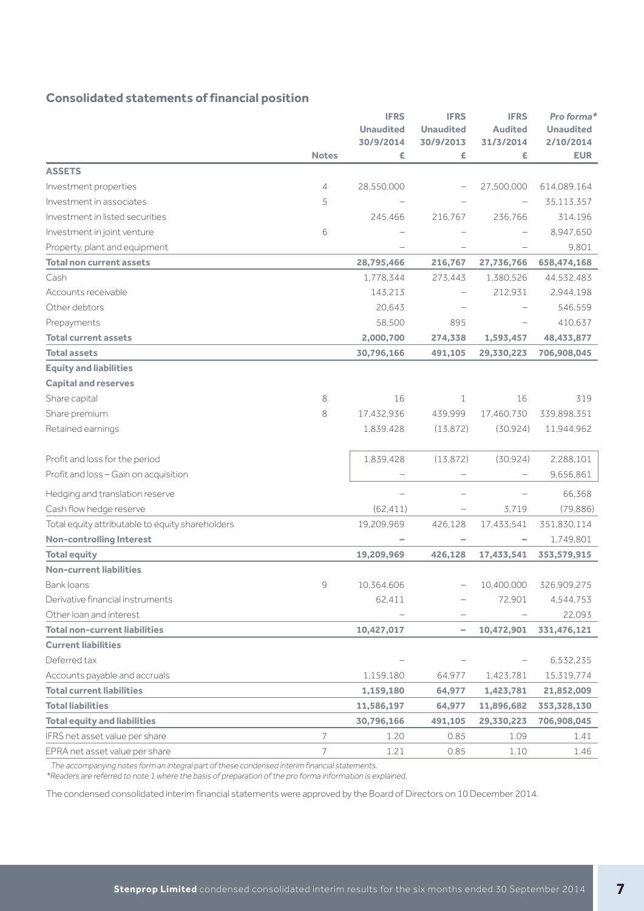## Consolidated statements of financial position

| | Notes | IFRS Unaudited 30/9/2014 £ | IFRS Unaudited 30/9/2013 £ | IFRS Audited 31/3/2014 £ | *Pro forma** Unaudited 2/10/2014 EUR |
|---|---|---|---|---|---|
| **ASSETS** | | | | | |
| Investment properties | 4 | 28,550,000 | – | 27,500,000 | 614,089,164 |
| Investment in associates | 5 | – | – | – | 35,113,357 |
| Investment in listed securities | | 245,466 | 216,767 | 236,766 | 314,196 |
| Investment in joint venture | 6 | – | – | – | 8,947,650 |
| Property, plant and equipment | | – | – | – | 9,801 |
| **Total non current assets** | | **28,795,466** | **216,767** | **27,736,766** | **658,474,168** |
| Cash | | 1,778,344 | 273,443 | 1,380,526 | 44,532,483 |
| Accounts receivable | | 143,213 | – | 212,931 | 2,944,198 |
| Other debtors | | 20,643 | – | – | 546,559 |
| Prepayments | | 58,500 | 895 | – | 410,637 |
| **Total current assets** | | **2,000,700** | **274,338** | **1,593,457** | **48,433,877** |
| **Total assets** | | **30,796,166** | **491,105** | **29,330,223** | **706,908,045** |
| **Equity and liabilities** | | | | | |
| **Capital and reserves** | | | | | |
| Share capital | 8 | 16 | 1 | 16 | 319 |
| Share premium | 8 | 17,432,936 | 439,999 | 17,460,730 | 339,898,351 |
| Retained earnings | | 1,839,428 | (13,872) | (30,924) | 11,944,962 |
| Profit and loss for the period | | 1,839,428 | (13,872) | (30,924) | 2,288,101 |
| Profit and loss – Gain on acquisition | | – | – | – | 9,656,861 |
| Hedging and translation reserve | | – | – | – | 66,368 |
| Cash flow hedge reserve | | (62,411) | – | 3,719 | (79,886) |
| Total equity attributable to equity shareholders | | 19,209,969 | 426,128 | 17,433,541 | 351,830,114 |
| **Non-controlling Interest** | | **–** | **–** | **–** | 1,749,801 |
| **Total equity** | | **19,209,969** | **426,128** | **17,433,541** | **353,579,915** |
| **Non-current liabilities** | | | | | |
| Bank loans | 9 | 10,364,606 | – | 10,400,000 | 326,909,275 |
| Derivative financial instruments | | 62,411 | – | 72,901 | 4,544,753 |
| Other loan and interest | | – | – | – | 22,093 |
| **Total non-current liabilities** | | **10,427,017** | **–** | **10,472,901** | **331,476,121** |
| **Current liabilities** | | | | | |
| Deferred tax | | – | – | – | 6,532,235 |
| Accounts payable and accruals | | 1,159,180 | 64,977 | 1,423,781 | 15,319,774 |
| **Total current liabilities** | | **1,159,180** | **64,977** | **1,423,781** | **21,852,009** |
| **Total liabilities** | | **11,586,197** | **64,977** | **11,896,682** | **353,328,130** |
| **Total equity and liabilities** | | **30,796,166** | **491,105** | **29,330,223** | **706,908,045** |
| IFRS net asset value per share | 7 | 1.20 | 0.85 | 1.09 | 1.41 |
| EPRA net asset value per share | 7 | 1.21 | 0.85 | 1.10 | 1.46 |

*The accompanying notes form an integral part of these condensed interim financial statements.*
*\*Readers are referred to note 1 where the basis of preparation of the pro forma information is explained.*

The condensed consolidated interim financial statements were approved by the Board of Directors on 10 December 2014.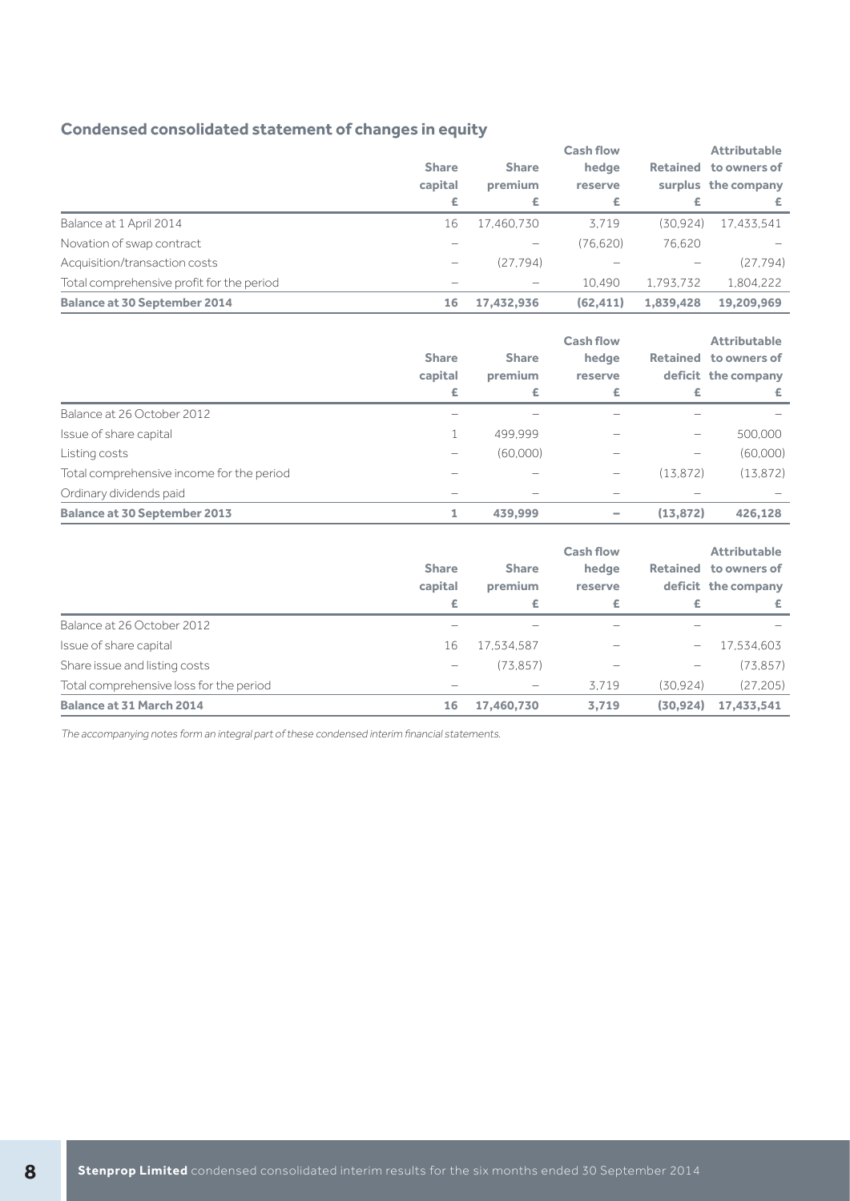## Condensed consolidated statement of changes in equity

| | Share capital £ | Share premium £ | Cash flow hedge reserve £ | Retained surplus £ | Attributable to owners of the company £ |
|---|---|---|---|---|---|
| Balance at 1 April 2014 | 16 | 17,460,730 | 3,719 | (30,924) | 17,433,541 |
| Novation of swap contract | – | – | (76,620) | 76,620 | – |
| Acquisition/transaction costs | – | (27,794) | – | – | (27,794) |
| Total comprehensive profit for the period | – | – | 10,490 | 1,793,732 | 1,804,222 |
| **Balance at 30 September 2014** | **16** | **17,432,936** | **(62,411)** | **1,839,428** | **19,209,969** |

| | Share capital £ | Share premium £ | Cash flow hedge reserve £ | Retained deficit £ | Attributable to owners of the company £ |
|---|---|---|---|---|---|
| Balance at 26 October 2012 | – | – | – | – | – |
| Issue of share capital | 1 | 499,999 | – | – | 500,000 |
| Listing costs | – | (60,000) | – | – | (60,000) |
| Total comprehensive income for the period | – | – | – | (13,872) | (13,872) |
| Ordinary dividends paid | – | – | – | – | – |
| **Balance at 30 September 2013** | **1** | **439,999** | **–** | **(13,872)** | **426,128** |

| | Share capital £ | Share premium £ | Cash flow hedge reserve £ | Retained deficit £ | Attributable to owners of the company £ |
|---|---|---|---|---|---|
| Balance at 26 October 2012 | – | – | – | – | – |
| Issue of share capital | 16 | 17,534,587 | – | – | 17,534,603 |
| Share issue and listing costs | – | (73,857) | – | – | (73,857) |
| Total comprehensive loss for the period | – | – | 3,719 | (30,924) | (27,205) |
| **Balance at 31 March 2014** | **16** | **17,460,730** | **3,719** | **(30,924)** | **17,433,541** |

*The accompanying notes form an integral part of these condensed interim financial statements.*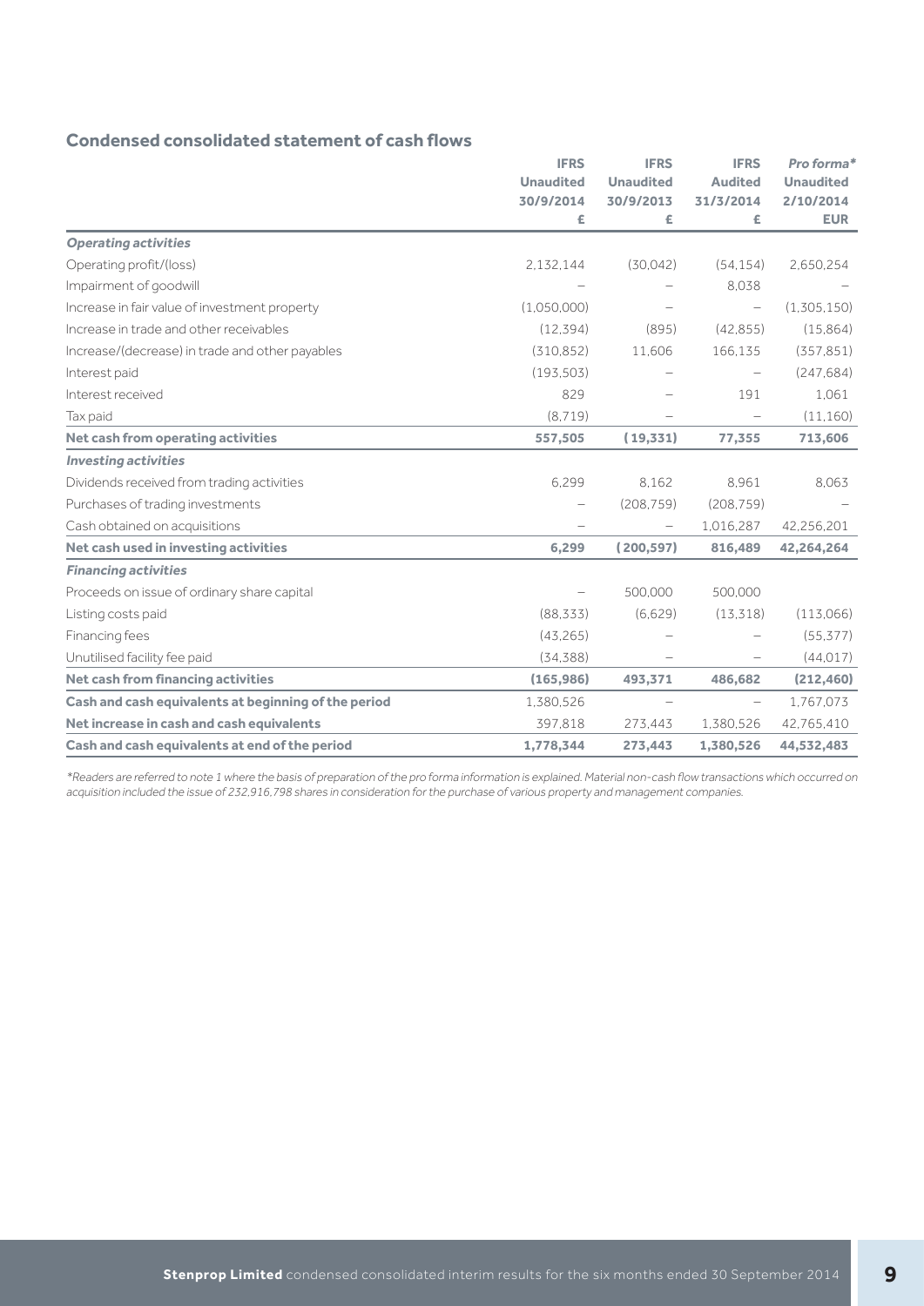## Condensed consolidated statement of cash flows

| | IFRS Unaudited 30/9/2014 £ | IFRS Unaudited 30/9/2013 £ | IFRS Audited 31/3/2014 £ | *Pro forma** Unaudited 2/10/2014 EUR |
|---|---|---|---|---|
| ***Operating activities*** | | | | |
| Operating profit/(loss) | 2,132,144 | (30,042) | (54,154) | 2,650,254 |
| Impairment of goodwill | – | – | 8,038 | – |
| Increase in fair value of investment property | (1,050,000) | – | – | (1,305,150) |
| Increase in trade and other receivables | (12,394) | (895) | (42,855) | (15,864) |
| Increase/(decrease) in trade and other payables | (310,852) | 11,606 | 166,135 | (357,851) |
| Interest paid | (193,503) | – | – | (247,684) |
| Interest received | 829 | – | 191 | 1,061 |
| Tax paid | (8,719) | – | – | (11,160) |
| **Net cash from operating activities** | **557,505** | **(19,331)** | **77,355** | **713,606** |
| ***Investing activities*** | | | | |
| Dividends received from trading activities | 6,299 | 8,162 | 8,961 | 8,063 |
| Purchases of trading investments | – | (208,759) | (208,759) | – |
| Cash obtained on acquisitions | – | – | 1,016,287 | 42,256,201 |
| **Net cash used in investing activities** | **6,299** | **(200,597)** | **816,489** | **42,264,264** |
| ***Financing activities*** | | | | |
| Proceeds on issue of ordinary share capital | – | 500,000 | 500,000 | |
| Listing costs paid | (88,333) | (6,629) | (13,318) | (113,066) |
| Financing fees | (43,265) | – | – | (55,377) |
| Unutilised facility fee paid | (34,388) | – | – | (44,017) |
| **Net cash from financing activities** | **(165,986)** | **493,371** | **486,682** | **(212,460)** |
| **Cash and cash equivalents at beginning of the period** | 1,380,526 | – | – | 1,767,073 |
| **Net increase in cash and cash equivalents** | 397,818 | 273,443 | 1,380,526 | 42,765,410 |
| **Cash and cash equivalents at end of the period** | **1,778,344** | **273,443** | **1,380,526** | **44,532,483** |

**Readers are referred to note 1 where the basis of preparation of the pro forma information is explained. Material non-cash flow transactions which occurred on acquisition included the issue of 232,916,798 shares in consideration for the purchase of various property and management companies.*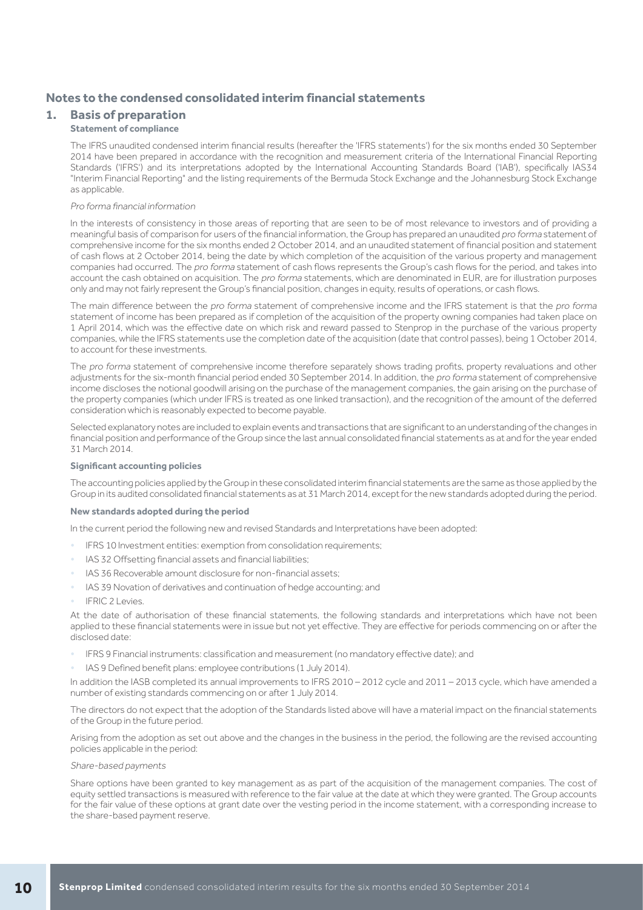## Notes to the condensed consolidated interim financial statements

### 1. Basis of preparation

**Statement of compliance**

The IFRS unaudited condensed interim financial results (hereafter the 'IFRS statements') for the six months ended 30 September 2014 have been prepared in accordance with the recognition and measurement criteria of the International Financial Reporting Standards ('IFRS') and its interpretations adopted by the International Accounting Standards Board ('IAB'), specifically IAS34 "Interim Financial Reporting" and the listing requirements of the Bermuda Stock Exchange and the Johannesburg Stock Exchange as applicable.

*Pro forma financial information*

In the interests of consistency in those areas of reporting that are seen to be of most relevance to investors and of providing a meaningful basis of comparison for users of the financial information, the Group has prepared an unaudited *pro forma* statement of comprehensive income for the six months ended 2 October 2014, and an unaudited statement of financial position and statement of cash flows at 2 October 2014, being the date by which completion of the acquisition of the various property and management companies had occurred. The *pro forma* statement of cash flows represents the Group's cash flows for the period, and takes into account the cash obtained on acquisition. The *pro forma* statements, which are denominated in EUR, are for illustration purposes only and may not fairly represent the Group's financial position, changes in equity, results of operations, or cash flows.

The main difference between the *pro forma* statement of comprehensive income and the IFRS statement is that the *pro forma* statement of income has been prepared as if completion of the acquisition of the property owning companies had taken place on 1 April 2014, which was the effective date on which risk and reward passed to Stenprop in the purchase of the various property companies, while the IFRS statements use the completion date of the acquisition (date that control passes), being 1 October 2014, to account for these investments.

The *pro forma* statement of comprehensive income therefore separately shows trading profits, property revaluations and other adjustments for the six-month financial period ended 30 September 2014. In addition, the *pro forma* statement of comprehensive income discloses the notional goodwill arising on the purchase of the management companies, the gain arising on the purchase of the property companies (which under IFRS is treated as one linked transaction), and the recognition of the amount of the deferred consideration which is reasonably expected to become payable.

Selected explanatory notes are included to explain events and transactions that are significant to an understanding of the changes in financial position and performance of the Group since the last annual consolidated financial statements as at and for the year ended 31 March 2014.

**Significant accounting policies**

The accounting policies applied by the Group in these consolidated interim financial statements are the same as those applied by the Group in its audited consolidated financial statements as at 31 March 2014, except for the new standards adopted during the period.

**New standards adopted during the period**

In the current period the following new and revised Standards and Interpretations have been adopted:

- IFRS 10 Investment entities: exemption from consolidation requirements;
- IAS 32 Offsetting financial assets and financial liabilities;
- IAS 36 Recoverable amount disclosure for non-financial assets;
- IAS 39 Novation of derivatives and continuation of hedge accounting; and
- IFRIC 2 Levies.

At the date of authorisation of these financial statements, the following standards and interpretations which have not been applied to these financial statements were in issue but not yet effective. They are effective for periods commencing on or after the disclosed date:

- IFRS 9 Financial instruments: classification and measurement (no mandatory effective date); and
- IAS 9 Defined benefit plans: employee contributions (1 July 2014).

In addition the IASB completed its annual improvements to IFRS 2010 – 2012 cycle and 2011 – 2013 cycle, which have amended a number of existing standards commencing on or after 1 July 2014.

The directors do not expect that the adoption of the Standards listed above will have a material impact on the financial statements of the Group in the future period.

Arising from the adoption as set out above and the changes in the business in the period, the following are the revised accounting policies applicable in the period:

*Share-based payments*

Share options have been granted to key management as as part of the acquisition of the management companies. The cost of equity settled transactions is measured with reference to the fair value at the date at which they were granted. The Group accounts for the fair value of these options at grant date over the vesting period in the income statement, with a corresponding increase to the share-based payment reserve.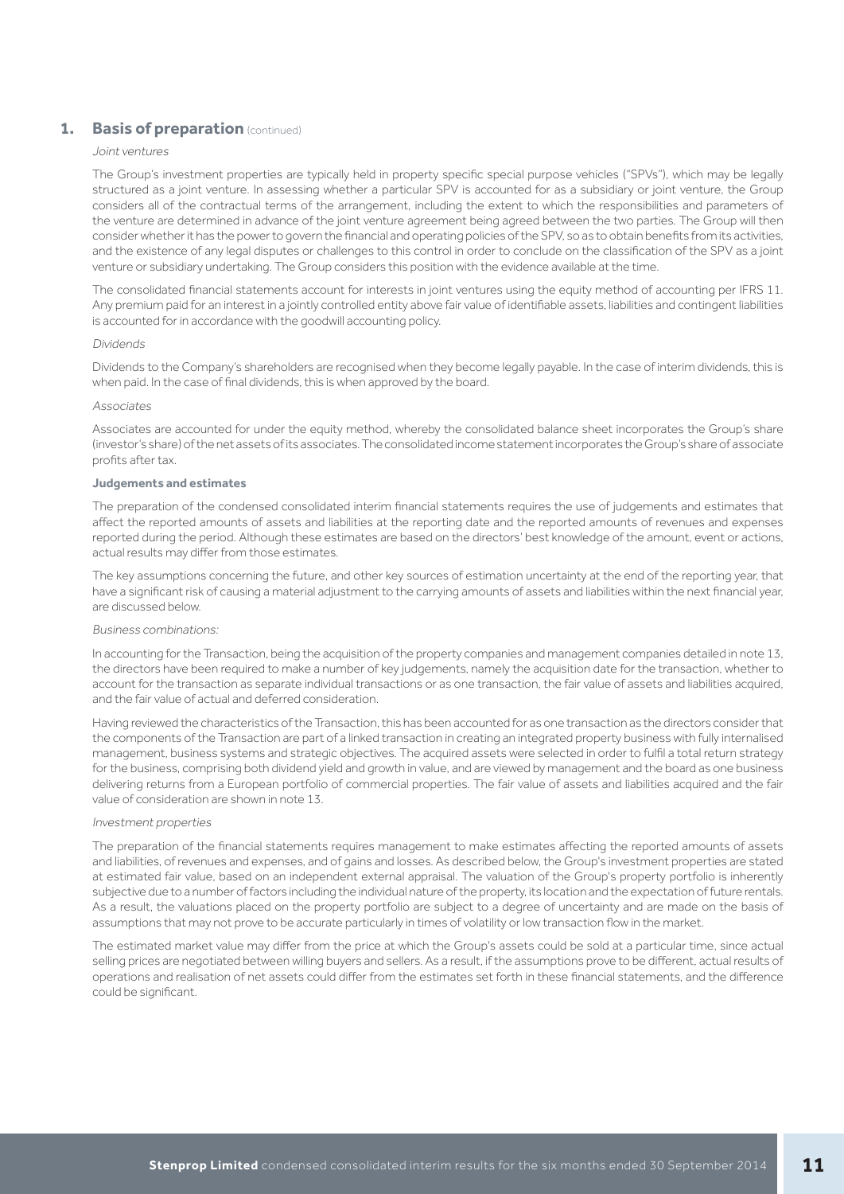## 1. Basis of preparation (continued)

*Joint ventures*

The Group's investment properties are typically held in property specific special purpose vehicles ("SPVs"), which may be legally structured as a joint venture. In assessing whether a particular SPV is accounted for as a subsidiary or joint venture, the Group considers all of the contractual terms of the arrangement, including the extent to which the responsibilities and parameters of the venture are determined in advance of the joint venture agreement being agreed between the two parties. The Group will then consider whether it has the power to govern the financial and operating policies of the SPV, so as to obtain benefits from its activities, and the existence of any legal disputes or challenges to this control in order to conclude on the classification of the SPV as a joint venture or subsidiary undertaking. The Group considers this position with the evidence available at the time.

The consolidated financial statements account for interests in joint ventures using the equity method of accounting per IFRS 11. Any premium paid for an interest in a jointly controlled entity above fair value of identifiable assets, liabilities and contingent liabilities is accounted for in accordance with the goodwill accounting policy.

*Dividends*

Dividends to the Company's shareholders are recognised when they become legally payable. In the case of interim dividends, this is when paid. In the case of final dividends, this is when approved by the board.

*Associates*

Associates are accounted for under the equity method, whereby the consolidated balance sheet incorporates the Group's share (investor's share) of the net assets of its associates. The consolidated income statement incorporates the Group's share of associate profits after tax.

**Judgements and estimates**

The preparation of the condensed consolidated interim financial statements requires the use of judgements and estimates that affect the reported amounts of assets and liabilities at the reporting date and the reported amounts of revenues and expenses reported during the period. Although these estimates are based on the directors' best knowledge of the amount, event or actions, actual results may differ from those estimates.

The key assumptions concerning the future, and other key sources of estimation uncertainty at the end of the reporting year, that have a significant risk of causing a material adjustment to the carrying amounts of assets and liabilities within the next financial year, are discussed below.

*Business combinations:*

In accounting for the Transaction, being the acquisition of the property companies and management companies detailed in note 13, the directors have been required to make a number of key judgements, namely the acquisition date for the transaction, whether to account for the transaction as separate individual transactions or as one transaction, the fair value of assets and liabilities acquired, and the fair value of actual and deferred consideration.

Having reviewed the characteristics of the Transaction, this has been accounted for as one transaction as the directors consider that the components of the Transaction are part of a linked transaction in creating an integrated property business with fully internalised management, business systems and strategic objectives. The acquired assets were selected in order to fulfil a total return strategy for the business, comprising both dividend yield and growth in value, and are viewed by management and the board as one business delivering returns from a European portfolio of commercial properties. The fair value of assets and liabilities acquired and the fair value of consideration are shown in note 13.

*Investment properties*

The preparation of the financial statements requires management to make estimates affecting the reported amounts of assets and liabilities, of revenues and expenses, and of gains and losses. As described below, the Group's investment properties are stated at estimated fair value, based on an independent external appraisal. The valuation of the Group's property portfolio is inherently subjective due to a number of factors including the individual nature of the property, its location and the expectation of future rentals. As a result, the valuations placed on the property portfolio are subject to a degree of uncertainty and are made on the basis of assumptions that may not prove to be accurate particularly in times of volatility or low transaction flow in the market.

The estimated market value may differ from the price at which the Group's assets could be sold at a particular time, since actual selling prices are negotiated between willing buyers and sellers. As a result, if the assumptions prove to be different, actual results of operations and realisation of net assets could differ from the estimates set forth in these financial statements, and the difference could be significant.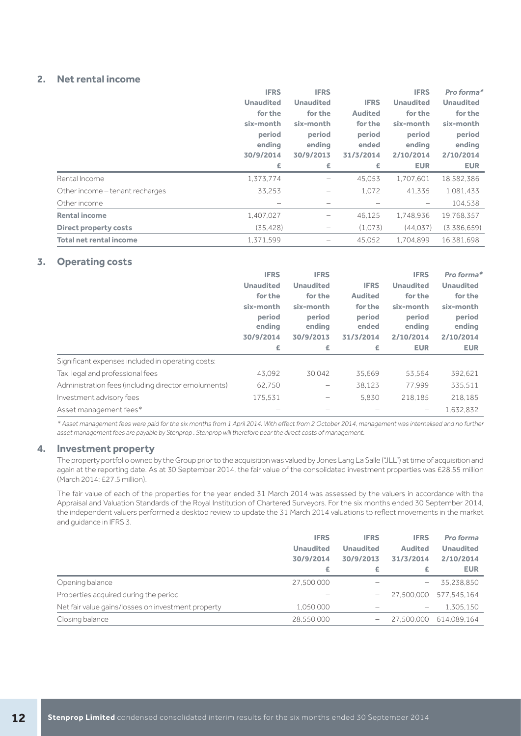## 2. Net rental income

| | IFRS Unaudited for the six-month period ending 30/9/2014 £ | IFRS Unaudited for the six-month period ending 30/9/2013 £ | IFRS Audited for the period ended 31/3/2014 £ | IFRS Unaudited for the six-month period ending 2/10/2014 EUR | *Pro forma** Unaudited for the six-month period ending 2/10/2014 EUR |
|---|---|---|---|---|---|
| Rental Income | 1,373,774 | – | 45,053 | 1,707,601 | 18,582,386 |
| Other income – tenant recharges | 33,253 | – | 1,072 | 41,335 | 1,081,433 |
| Other income | – | – | – | – | 104,538 |
| **Rental income** | 1,407,027 | – | 46,125 | 1,748,936 | 19,768,357 |
| **Direct property costs** | (35,428) | – | (1,073) | (44,037) | (3,386,659) |
| **Total net rental income** | 1,371,599 | – | 45,052 | 1,704,899 | 16,381,698 |

## 3. Operating costs

| | IFRS Unaudited for the six-month period ending 30/9/2014 £ | IFRS Unaudited for the six-month period ending 30/9/2013 £ | IFRS Audited for the period ended 31/3/2014 £ | IFRS Unaudited for the six-month period ending 2/10/2014 EUR | *Pro forma** Unaudited for the six-month period ending 2/10/2014 EUR |
|---|---|---|---|---|---|
| Significant expenses included in operating costs: | | | | | |
| Tax, legal and professional fees | 43,092 | 30,042 | 35,669 | 53,564 | 392,621 |
| Administration fees (including director emoluments) | 62,750 | – | 38,123 | 77,999 | 335,511 |
| Investment advisory fees | 175,531 | – | 5,830 | 218,185 | 218,185 |
| Asset management fees* | – | – | – | – | 1,632,832 |

*\* Asset management fees were paid for the six months from 1 April 2014. With effect from 2 October 2014, management was internalised and no further asset management fees are payable by Stenprop . Stenprop will therefore bear the direct costs of management.*

## 4. Investment property

The property portfolio owned by the Group prior to the acquisition was valued by Jones Lang La Salle ("JLL") at time of acquisition and again at the reporting date. As at 30 September 2014, the fair value of the consolidated investment properties was £28.55 million (March 2014: £27.5 million).

The fair value of each of the properties for the year ended 31 March 2014 was assessed by the valuers in accordance with the Appraisal and Valuation Standards of the Royal Institution of Chartered Surveyors. For the six months ended 30 September 2014, the independent valuers performed a desktop review to update the 31 March 2014 valuations to reflect movements in the market and guidance in IFRS 3.

| | IFRS Unaudited 30/9/2014 £ | IFRS Unaudited 30/9/2013 £ | IFRS Audited 31/3/2014 £ | *Pro forma* Unaudited 2/10/2014 EUR |
|---|---|---|---|---|
| Opening balance | 27,500,000 | – | – | 35,238,850 |
| Properties acquired during the period | – | – | 27,500,000 | 577,545,164 |
| Net fair value gains/losses on investment property | 1,050,000 | – | – | 1,305,150 |
| Closing balance | 28,550,000 | – | 27,500,000 | 614,089,164 |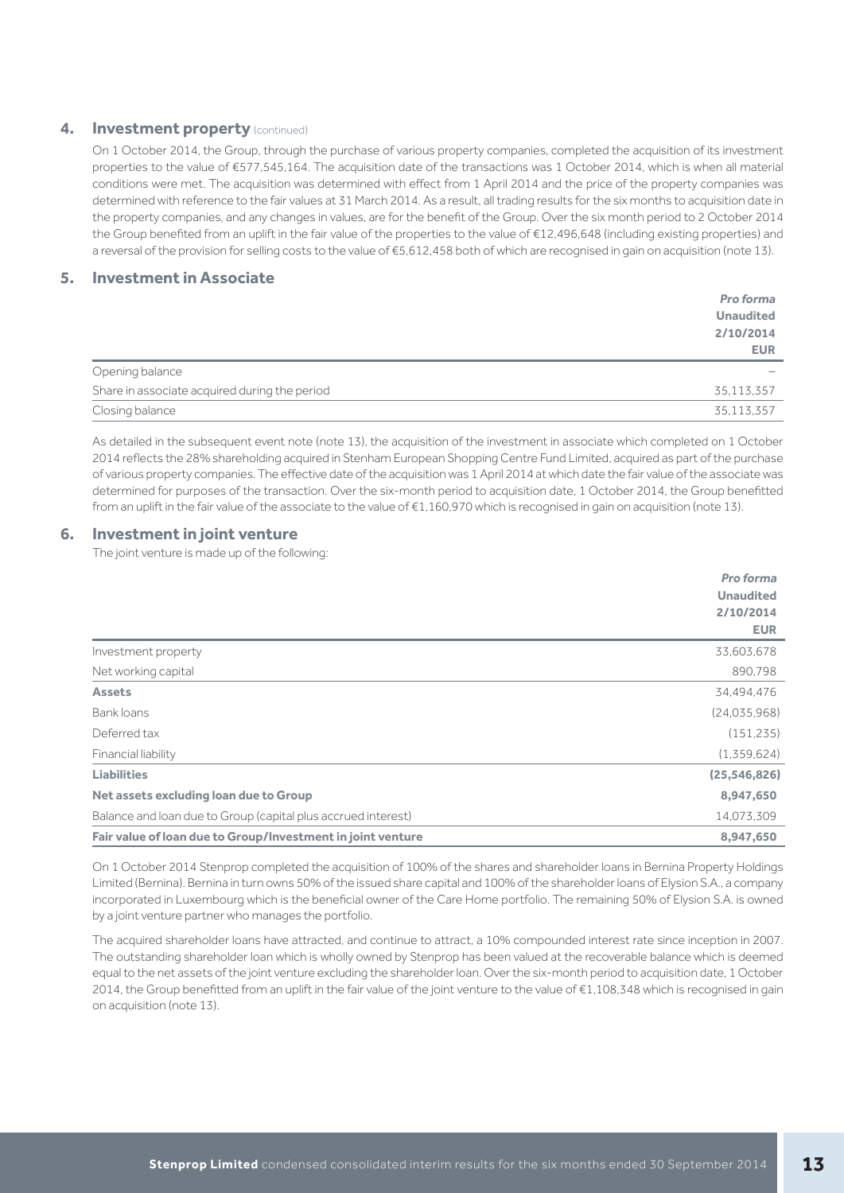## 4. Investment property (continued)

On 1 October 2014, the Group, through the purchase of various property companies, completed the acquisition of its investment properties to the value of €577,545,164. The acquisition date of the transactions was 1 October 2014, which is when all material conditions were met. The acquisition was determined with effect from 1 April 2014 and the price of the property companies was determined with reference to the fair values at 31 March 2014. As a result, all trading results for the six months to acquisition date in the property companies, and any changes in values, are for the benefit of the Group. Over the six month period to 2 October 2014 the Group benefited from an uplift in the fair value of the properties to the value of €12,496,648 (including existing properties) and a reversal of the provision for selling costs to the value of €5,612,458 both of which are recognised in gain on acquisition (note 13).

## 5. Investment in Associate

| | *Pro forma* **Unaudited** **2/10/2014** **EUR** |
|---|---|
| Opening balance | – |
| Share in associate acquired during the period | 35,113,357 |
| Closing balance | 35,113,357 |

As detailed in the subsequent event note (note 13), the acquisition of the investment in associate which completed on 1 October 2014 reflects the 28% shareholding acquired in Stenham European Shopping Centre Fund Limited, acquired as part of the purchase of various property companies. The effective date of the acquisition was 1 April 2014 at which date the fair value of the associate was determined for purposes of the transaction. Over the six-month period to acquisition date, 1 October 2014, the Group benefitted from an uplift in the fair value of the associate to the value of €1,160,970 which is recognised in gain on acquisition (note 13).

## 6. Investment in joint venture

The joint venture is made up of the following:

| | *Pro forma* **Unaudited** **2/10/2014** **EUR** |
|---|---|
| Investment property | 33,603,678 |
| Net working capital | 890,798 |
| **Assets** | 34,494,476 |
| Bank loans | (24,035,968) |
| Deferred tax | (151,235) |
| Financial liability | (1,359,624) |
| **Liabilities** | **(25,546,826)** |
| **Net assets excluding loan due to Group** | **8,947,650** |
| Balance and loan due to Group (capital plus accrued interest) | 14,073,309 |
| **Fair value of loan due to Group/Investment in joint venture** | **8,947,650** |

On 1 October 2014 Stenprop completed the acquisition of 100% of the shares and shareholder loans in Bernina Property Holdings Limited (Bernina). Bernina in turn owns 50% of the issued share capital and 100% of the shareholder loans of Elysion S.A., a company incorporated in Luxembourg which is the beneficial owner of the Care Home portfolio. The remaining 50% of Elysion S.A. is owned by a joint venture partner who manages the portfolio.

The acquired shareholder loans have attracted, and continue to attract, a 10% compounded interest rate since inception in 2007. The outstanding shareholder loan which is wholly owned by Stenprop has been valued at the recoverable balance which is deemed equal to the net assets of the joint venture excluding the shareholder loan. Over the six-month period to acquisition date, 1 October 2014, the Group benefitted from an uplift in the fair value of the joint venture to the value of €1,108,348 which is recognised in gain on acquisition (note 13).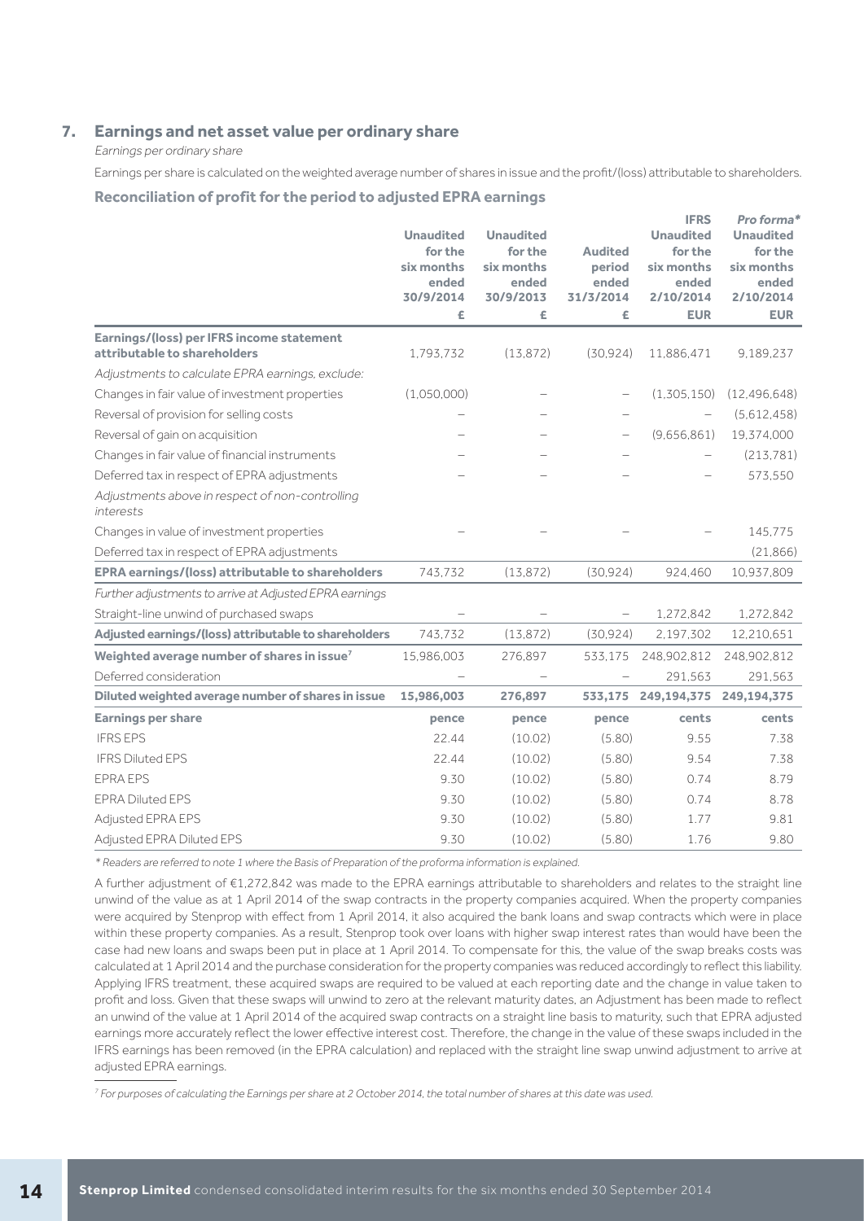## 7. Earnings and net asset value per ordinary share

*Earnings per ordinary share*

Earnings per share is calculated on the weighted average number of shares in issue and the profit/(loss) attributable to shareholders.

### Reconciliation of profit for the period to adjusted EPRA earnings

| | Unaudited for the six months ended 30/9/2014 | Unaudited for the six months ended 30/9/2013 | Audited period ended 31/3/2014 | IFRS Unaudited for the six months ended 2/10/2014 | *Pro forma** Unaudited for the six months ended 2/10/2014 |
|---|---|---|---|---|---|
| | £ | £ | £ | EUR | EUR |
| **Earnings/(loss) per IFRS income statement attributable to shareholders** | 1,793,732 | (13,872) | (30,924) | 11,886,471 | 9,189,237 |
| *Adjustments to calculate EPRA earnings, exclude:* | | | | | |
| Changes in fair value of investment properties | (1,050,000) | – | – | (1,305,150) | (12,496,648) |
| Reversal of provision for selling costs | – | – | – | – | (5,612,458) |
| Reversal of gain on acquisition | – | – | – | (9,656,861) | 19,374,000 |
| Changes in fair value of financial instruments | – | – | – | – | (213,781) |
| Deferred tax in respect of EPRA adjustments | – | – | – | – | 573,550 |
| *Adjustments above in respect of non-controlling interests* | | | | | |
| Changes in value of investment properties | – | – | – | – | 145,775 |
| Deferred tax in respect of EPRA adjustments | | | | | (21,866) |
| **EPRA earnings/(loss) attributable to shareholders** | 743,732 | (13,872) | (30,924) | 924,460 | 10,937,809 |
| *Further adjustments to arrive at Adjusted EPRA earnings* | | | | | |
| Straight-line unwind of purchased swaps | – | – | – | 1,272,842 | 1,272,842 |
| **Adjusted earnings/(loss) attributable to shareholders** | 743,732 | (13,872) | (30,924) | 2,197,302 | 12,210,651 |
| **Weighted average number of shares in issue**[7] | 15,986,003 | 276,897 | 533,175 | 248,902,812 | 248,902,812 |
| Deferred consideration | – | – | – | 291,563 | 291,563 |
| **Diluted weighted average number of shares in issue** | **15,986,003** | **276,897** | **533,175** | **249,194,375** | **249,194,375** |
| **Earnings per share** | **pence** | **pence** | **pence** | **cents** | **cents** |
| IFRS EPS | 22.44 | (10.02) | (5.80) | 9.55 | 7.38 |
| IFRS Diluted EPS | 22.44 | (10.02) | (5.80) | 9.54 | 7.38 |
| EPRA EPS | 9.30 | (10.02) | (5.80) | 0.74 | 8.79 |
| EPRA Diluted EPS | 9.30 | (10.02) | (5.80) | 0.74 | 8.78 |
| Adjusted EPRA EPS | 9.30 | (10.02) | (5.80) | 1.77 | 9.81 |
| Adjusted EPRA Diluted EPS | 9.30 | (10.02) | (5.80) | 1.76 | 9.80 |

*\* Readers are referred to note 1 where the Basis of Preparation of the proforma information is explained.*

A further adjustment of €1,272,842 was made to the EPRA earnings attributable to shareholders and relates to the straight line unwind of the value as at 1 April 2014 of the swap contracts in the property companies acquired. When the property companies were acquired by Stenprop with effect from 1 April 2014, it also acquired the bank loans and swap contracts which were in place within these property companies. As a result, Stenprop took over loans with higher swap interest rates than would have been the case had new loans and swaps been put in place at 1 April 2014. To compensate for this, the value of the swap breaks costs was calculated at 1 April 2014 and the purchase consideration for the property companies was reduced accordingly to reflect this liability. Applying IFRS treatment, these acquired swaps are required to be valued at each reporting date and the change in value taken to profit and loss. Given that these swaps will unwind to zero at the relevant maturity dates, an Adjustment has been made to reflect an unwind of the value at 1 April 2014 of the acquired swap contracts on a straight line basis to maturity, such that EPRA adjusted earnings more accurately reflect the lower effective interest cost. Therefore, the change in the value of these swaps included in the IFRS earnings has been removed (in the EPRA calculation) and replaced with the straight line swap unwind adjustment to arrive at adjusted EPRA earnings.

*[7] For purposes of calculating the Earnings per share at 2 October 2014, the total number of shares at this date was used.*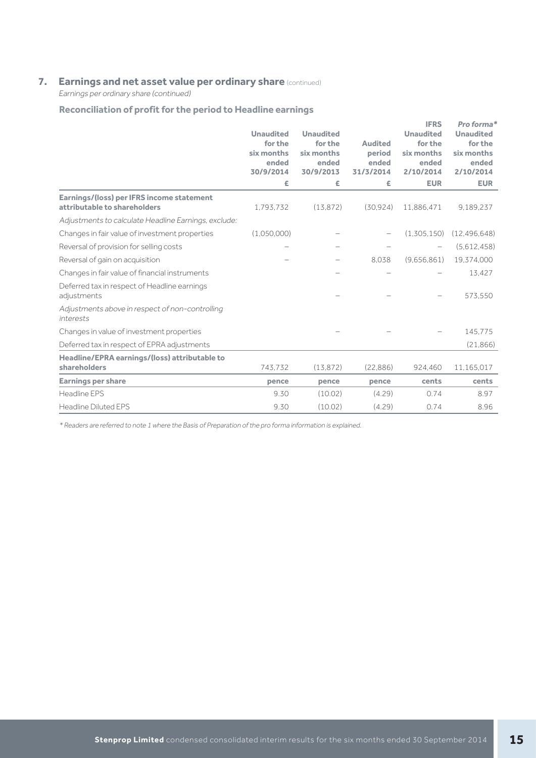## 7. Earnings and net asset value per ordinary share (continued)

*Earnings per ordinary share (continued)*

### Reconciliation of profit for the period to Headline earnings

| | Unaudited for the six months ended 30/9/2014 | Unaudited for the six months ended 30/9/2013 | Audited period ended 31/3/2014 | IFRS Unaudited for the six months ended 2/10/2014 | *Pro forma** Unaudited for the six months ended 2/10/2014 |
|---|---|---|---|---|---|
| | £ | £ | £ | EUR | EUR |
| **Earnings/(loss) per IFRS income statement attributable to shareholders** | 1,793,732 | (13,872) | (30,924) | 11,886,471 | 9,189,237 |
| *Adjustments to calculate Headline Earnings, exclude:* | | | | | |
| Changes in fair value of investment properties | (1,050,000) | – | – | (1,305,150) | (12,496,648) |
| Reversal of provision for selling costs | – | – | – | – | (5,612,458) |
| Reversal of gain on acquisition | – | – | 8,038 | (9,656,861) | 19,374,000 |
| Changes in fair value of financial instruments | | – | – | – | 13,427 |
| Deferred tax in respect of Headline earnings adjustments | | – | – | – | 573,550 |
| *Adjustments above in respect of non-controlling interests* | | | | | |
| Changes in value of investment properties | | – | – | – | 145,775 |
| Deferred tax in respect of EPRA adjustments | | | | | (21,866) |
| **Headline/EPRA earnings/(loss) attributable to shareholders** | 743,732 | (13,872) | (22,886) | 924,460 | 11,165,017 |
| **Earnings per share** | **pence** | **pence** | **pence** | **cents** | **cents** |
| Headline EPS | 9.30 | (10.02) | (4.29) | 0.74 | 8.97 |
| Headline Diluted EPS | 9.30 | (10.02) | (4.29) | 0.74 | 8.96 |

*\* Readers are referred to note 1 where the Basis of Preparation of the pro forma information is explained.*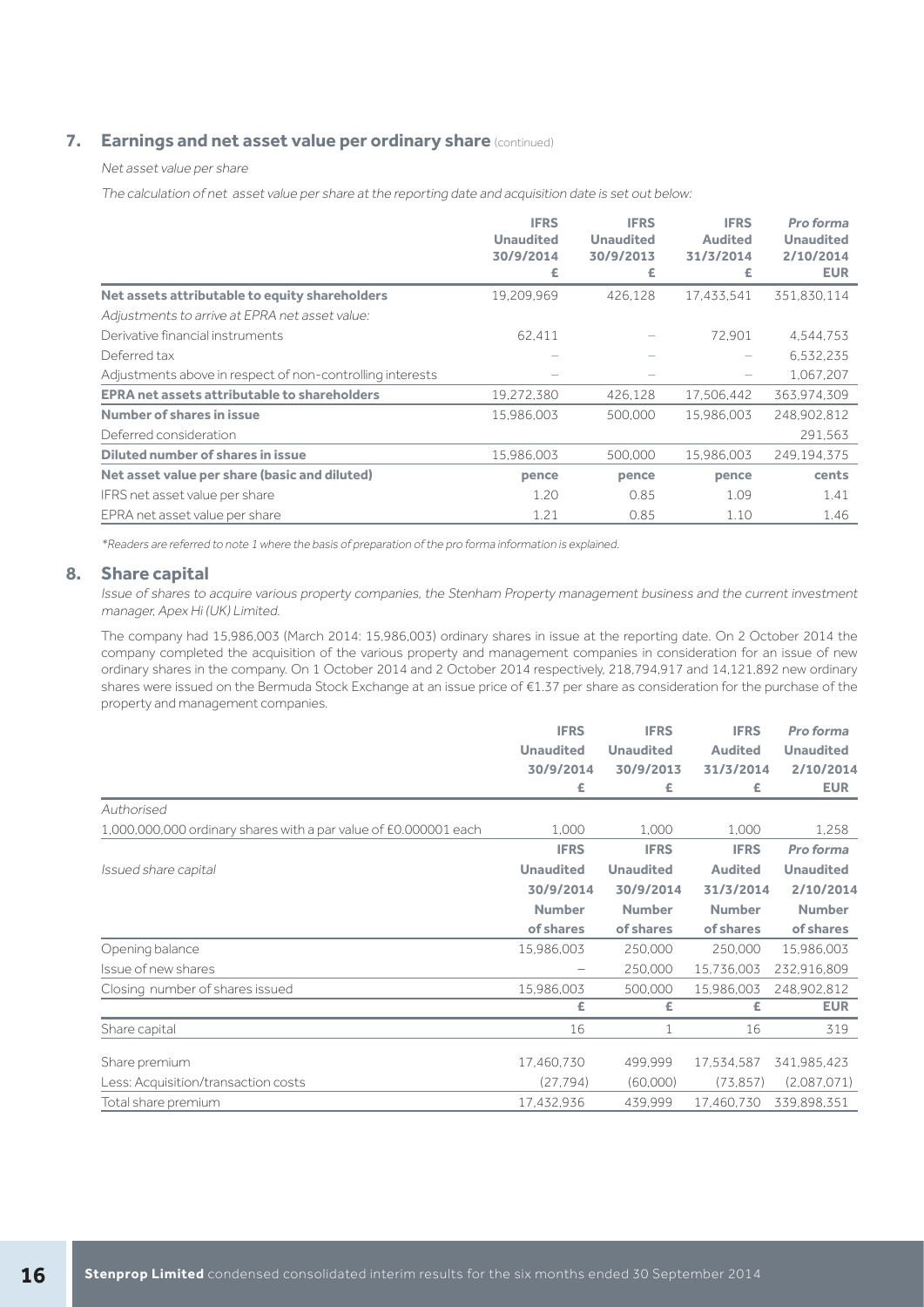## 7. Earnings and net asset value per ordinary share (continued)

*Net asset value per share*

*The calculation of net asset value per share at the reporting date and acquisition date is set out below:*

| | IFRS Unaudited 30/9/2014 £ | IFRS Unaudited 30/9/2013 £ | IFRS Audited 31/3/2014 £ | *Pro forma* Unaudited 2/10/2014 EUR |
|---|---|---|---|---|
| **Net assets attributable to equity shareholders** | 19,209,969 | 426,128 | 17,433,541 | 351,830,114 |
| *Adjustments to arrive at EPRA net asset value:* | | | | |
| Derivative financial instruments | 62,411 | – | 72,901 | 4,544,753 |
| Deferred tax | – | – | – | 6,532,235 |
| Adjustments above in respect of non-controlling interests | – | – | – | 1,067,207 |
| **EPRA net assets attributable to shareholders** | 19,272,380 | 426,128 | 17,506,442 | 363,974,309 |
| **Number of shares in issue** | 15,986,003 | 500,000 | 15,986,003 | 248,902,812 |
| Deferred consideration | | | | 291,563 |
| **Diluted number of shares in issue** | 15,986,003 | 500,000 | 15,986,003 | 249,194,375 |
| **Net asset value per share (basic and diluted)** | **pence** | **pence** | **pence** | **cents** |
| IFRS net asset value per share | 1.20 | 0.85 | 1.09 | 1.41 |
| EPRA net asset value per share | 1.21 | 0.85 | 1.10 | 1.46 |

*\*Readers are referred to note 1 where the basis of preparation of the pro forma information is explained.*

## 8. Share capital

*Issue of shares to acquire various property companies, the Stenham Property management business and the current investment manager, Apex Hi (UK) Limited.*

The company had 15,986,003 (March 2014: 15,986,003) ordinary shares in issue at the reporting date. On 2 October 2014 the company completed the acquisition of the various property and management companies in consideration for an issue of new ordinary shares in the company. On 1 October 2014 and 2 October 2014 respectively, 218,794,917 and 14,121,892 new ordinary shares were issued on the Bermuda Stock Exchange at an issue price of €1.37 per share as consideration for the purchase of the property and management companies.

| | IFRS Unaudited 30/9/2014 £ | IFRS Unaudited 30/9/2013 £ | IFRS Audited 31/3/2014 £ | *Pro forma* Unaudited 2/10/2014 EUR |
|---|---|---|---|---|
| *Authorised* | | | | |
| 1,000,000,000 ordinary shares with a par value of £0.000001 each | 1,000 | 1,000 | 1,000 | 1,258 |
| *Issued share capital* | **IFRS Unaudited 30/9/2014 Number of shares** | **IFRS Unaudited 30/9/2014 Number of shares** | **IFRS Audited 31/3/2014 Number of shares** | ***Pro forma* Unaudited 2/10/2014 Number of shares** |
| Opening balance | 15,986,003 | 250,000 | 250,000 | 15,986,003 |
| Issue of new shares | – | 250,000 | 15,736,003 | 232,916,809 |
| Closing number of shares issued | 15,986,003 | 500,000 | 15,986,003 | 248,902,812 |
| | **£** | **£** | **£** | **EUR** |
| Share capital | 16 | 1 | 16 | 319 |
| Share premium | 17,460,730 | 499,999 | 17,534,587 | 341,985,423 |
| Less: Acquisition/transaction costs | (27,794) | (60,000) | (73,857) | (2,087,071) |
| Total share premium | 17,432,936 | 439,999 | 17,460,730 | 339,898,351 |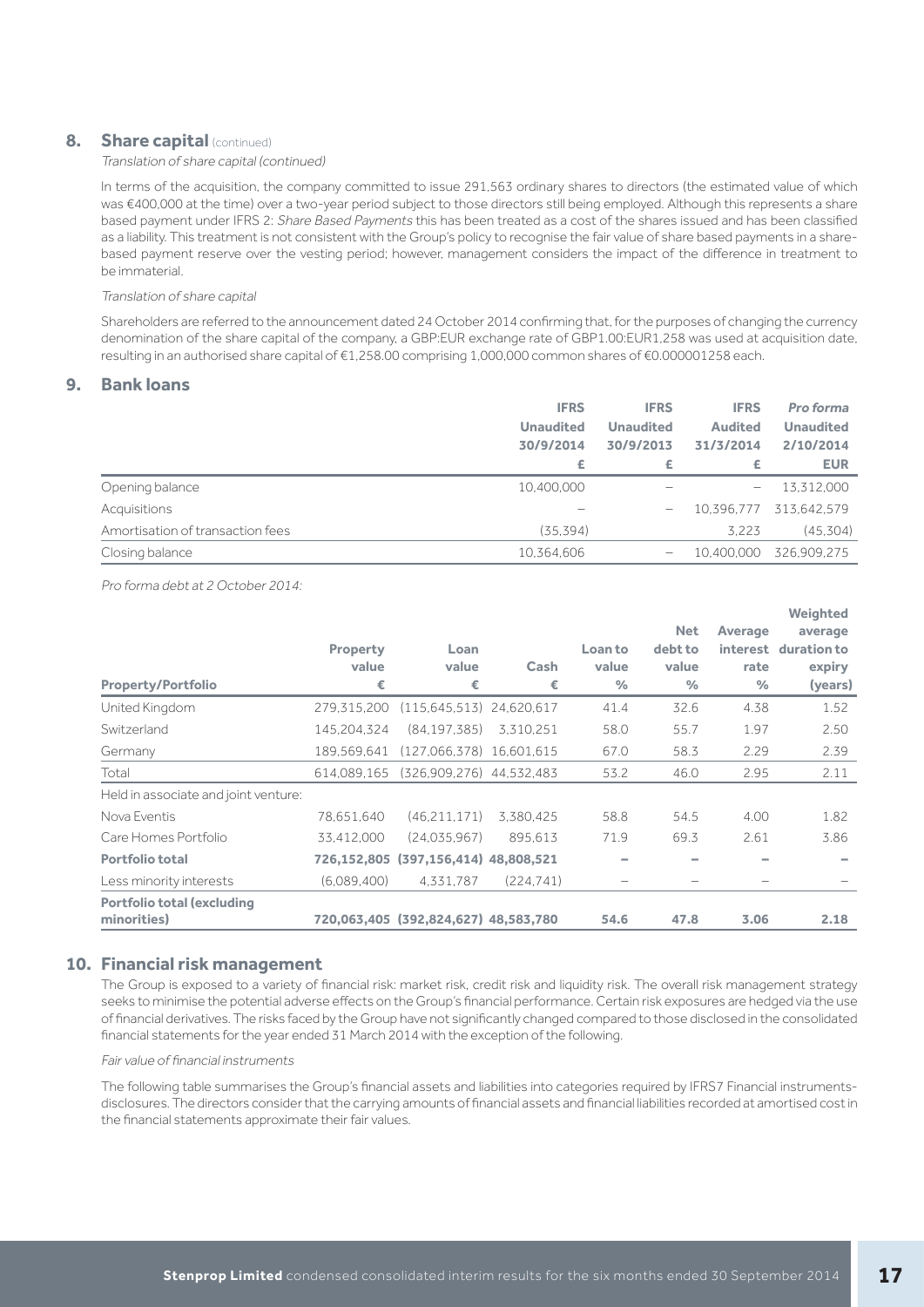## 8. Share capital (continued)

*Translation of share capital (continued)*

In terms of the acquisition, the company committed to issue 291,563 ordinary shares to directors (the estimated value of which was €400,000 at the time) over a two-year period subject to those directors still being employed. Although this represents a share based payment under IFRS 2: *Share Based Payments* this has been treated as a cost of the shares issued and has been classified as a liability. This treatment is not consistent with the Group's policy to recognise the fair value of share based payments in a share-based payment reserve over the vesting period; however, management considers the impact of the difference in treatment to be immaterial.

*Translation of share capital*

Shareholders are referred to the announcement dated 24 October 2014 confirming that, for the purposes of changing the currency denomination of the share capital of the company, a GBP:EUR exchange rate of GBP1.00:EUR1,258 was used at acquisition date, resulting in an authorised share capital of €1,258.00 comprising 1,000,000 common shares of €0.000001258 each.

## 9. Bank loans

| | IFRS Unaudited 30/9/2014 £ | IFRS Unaudited 30/9/2013 £ | IFRS Audited 31/3/2014 £ | *Pro forma* Unaudited 2/10/2014 EUR |
|---|---|---|---|---|
| Opening balance | 10,400,000 | – | – | 13,312,000 |
| Acquisitions | – | – | 10,396,777 | 313,642,579 |
| Amortisation of transaction fees | (35,394) | | 3,223 | (45,304) |
| Closing balance | 10,364,606 | – | 10,400,000 | 326,909,275 |

*Pro forma debt at 2 October 2014:*

| Property/Portfolio | Property value € | Loan value € | Cash € | Loan to value % | Net debt to value % | Average interest rate % | Weighted average duration to expiry (years) |
|---|---|---|---|---|---|---|---|
| United Kingdom | 279,315,200 | (115,645,513) | 24,620,617 | 41.4 | 32.6 | 4.38 | 1.52 |
| Switzerland | 145,204,324 | (84,197,385) | 3,310,251 | 58.0 | 55.7 | 1.97 | 2.50 |
| Germany | 189,569,641 | (127,066,378) | 16,601,615 | 67.0 | 58.3 | 2.29 | 2.39 |
| Total | 614,089,165 | (326,909,276) | 44,532,483 | 53.2 | 46.0 | 2.95 | 2.11 |
| Held in associate and joint venture: | | | | | | | |
| Nova Eventis | 78,651,640 | (46,211,171) | 3,380,425 | 58.8 | 54.5 | 4.00 | 1.82 |
| Care Homes Portfolio | 33,412,000 | (24,035,967) | 895,613 | 71.9 | 69.3 | 2.61 | 3.86 |
| **Portfolio total** | **726,152,805** | **(397,156,414)** | **48,808,521** | **–** | **–** | **–** | **–** |
| Less minority interests | (6,089,400) | 4,331,787 | (224,741) | – | – | – | – |
| **Portfolio total (excluding minorities)** | **720,063,405** | **(392,824,627)** | **48,583,780** | **54.6** | **47.8** | **3.06** | **2.18** |

## 10. Financial risk management

The Group is exposed to a variety of financial risk: market risk, credit risk and liquidity risk. The overall risk management strategy seeks to minimise the potential adverse effects on the Group's financial performance. Certain risk exposures are hedged via the use of financial derivatives. The risks faced by the Group have not significantly changed compared to those disclosed in the consolidated financial statements for the year ended 31 March 2014 with the exception of the following.

*Fair value of financial instruments*

The following table summarises the Group's financial assets and liabilities into categories required by IFRS7 Financial instruments-disclosures. The directors consider that the carrying amounts of financial assets and financial liabilities recorded at amortised cost in the financial statements approximate their fair values.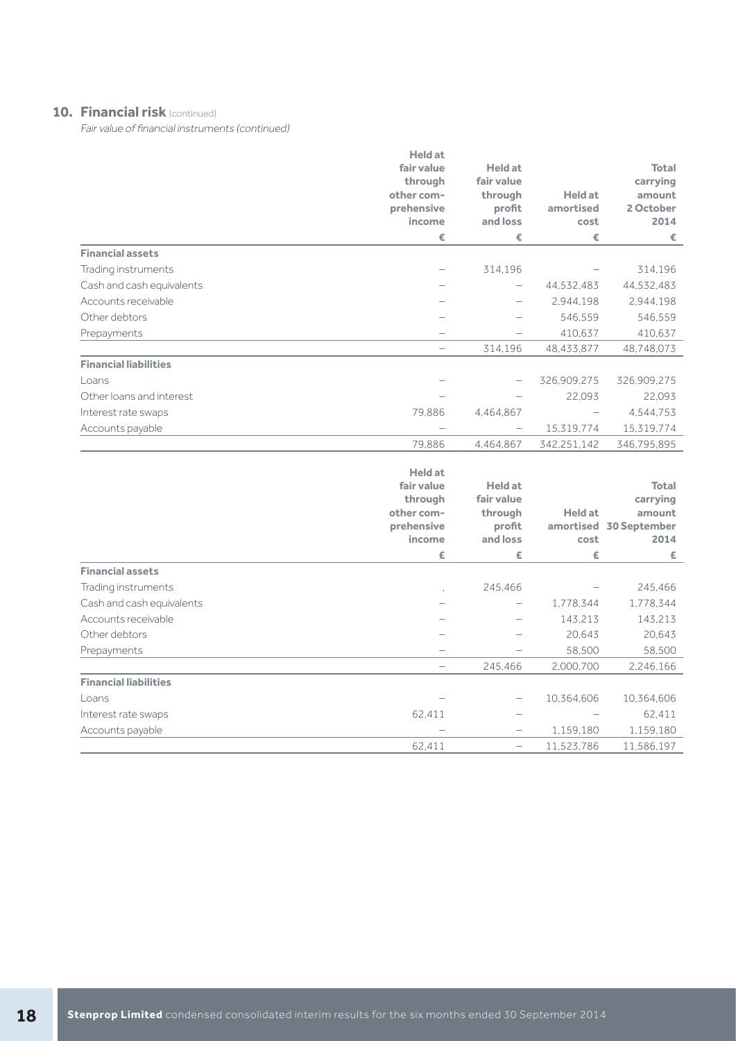## 10. Financial risk (continued)

*Fair value of financial instruments (continued)*

| | Held at fair value through other comprehensive income | Held at fair value through profit and loss | Held at amortised cost | Total carrying amount 2 October 2014 |
|---|---|---|---|---|
| | € | € | € | € |
| **Financial assets** | | | | |
| Trading instruments | – | 314,196 | – | 314,196 |
| Cash and cash equivalents | – | – | 44,532,483 | 44,532,483 |
| Accounts receivable | – | – | 2,944,198 | 2,944,198 |
| Other debtors | – | – | 546,559 | 546,559 |
| Prepayments | – | – | 410,637 | 410,637 |
| | – | 314,196 | 48,433,877 | 48,748,073 |
| **Financial liabilities** | | | | |
| Loans | – | – | 326,909,275 | 326,909,275 |
| Other loans and interest | – | – | 22,093 | 22,093 |
| Interest rate swaps | 79,886 | 4,464,867 | – | 4,544,753 |
| Accounts payable | – | – | 15,319,774 | 15,319,774 |
| | 79,886 | 4,464,867 | 342,251,142 | 346,795,895 |

| | Held at fair value through other comprehensive income | Held at fair value through profit and loss | Held at amortised cost | Total carrying amount 30 September 2014 |
|---|---|---|---|---|
| | £ | £ | £ | £ |
| **Financial assets** | | | | |
| Trading instruments | . | 245,466 | – | 245,466 |
| Cash and cash equivalents | – | – | 1,778,344 | 1,778,344 |
| Accounts receivable | – | – | 143,213 | 143,213 |
| Other debtors | – | – | 20,643 | 20,643 |
| Prepayments | – | – | 58,500 | 58,500 |
| | – | 245,466 | 2,000,700 | 2,246,166 |
| **Financial liabilities** | | | | |
| Loans | – | – | 10,364,606 | 10,364,606 |
| Interest rate swaps | 62,411 | – | – | 62,411 |
| Accounts payable | – | – | 1,159,180 | 1,159,180 |
| | 62,411 | – | 11,523,786 | 11,586,197 |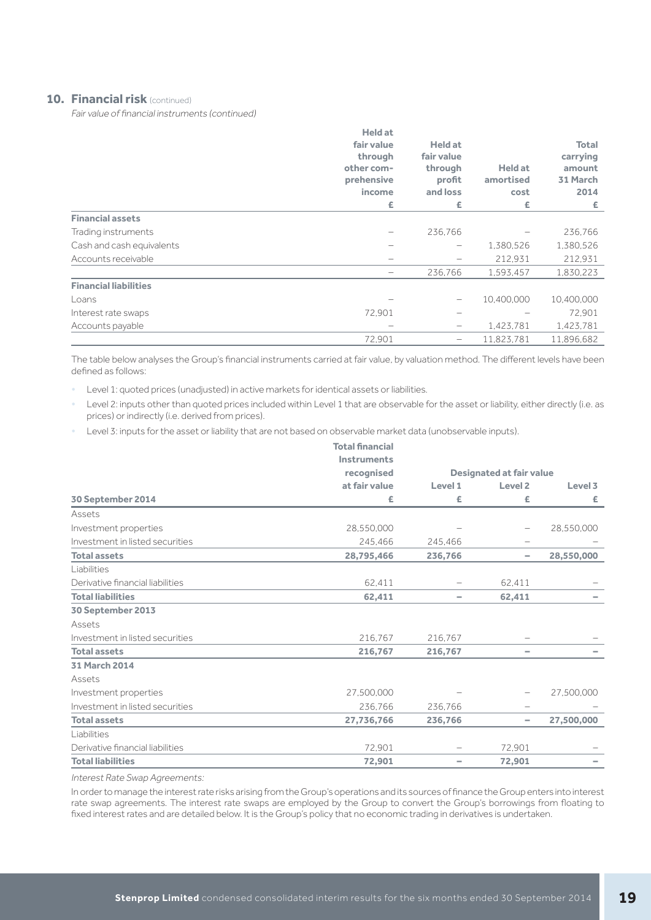## 10. Financial risk (continued)

*Fair value of financial instruments (continued)*

| | Held at fair value through other comprehensive income £ | Held at fair value through profit and loss £ | Held at amortised cost £ | Total carrying amount 31 March 2014 £ |
|---|---|---|---|---|
| **Financial assets** | | | | |
| Trading instruments | – | 236,766 | – | 236,766 |
| Cash and cash equivalents | – | – | 1,380,526 | 1,380,526 |
| Accounts receivable | – | – | 212,931 | 212,931 |
| | – | 236,766 | 1,593,457 | 1,830,223 |
| **Financial liabilities** | | | | |
| Loans | – | – | 10,400,000 | 10,400,000 |
| Interest rate swaps | 72,901 | – | – | 72,901 |
| Accounts payable | – | – | 1,423,781 | 1,423,781 |
| | 72,901 | – | 11,823,781 | 11,896,682 |

The table below analyses the Group's financial instruments carried at fair value, by valuation method. The different levels have been defined as follows:

- Level 1: quoted prices (unadjusted) in active markets for identical assets or liabilities.
- Level 2: inputs other than quoted prices included within Level 1 that are observable for the asset or liability, either directly (i.e. as prices) or indirectly (i.e. derived from prices).
- Level 3: inputs for the asset or liability that are not based on observable market data (unobservable inputs).

| | Total financial instruments recognised at fair value | Designated at fair value | | |
|---|---|---|---|---|
| **30 September 2014** | **£** | **Level 1 £** | **Level 2 £** | **Level 3 £** |
| Assets | | | | |
| Investment properties | 28,550,000 | – | – | 28,550,000 |
| Investment in listed securities | 245,466 | 245,466 | – | – |
| **Total assets** | **28,795,466** | **236,766** | **–** | **28,550,000** |
| Liabilities | | | | |
| Derivative financial liabilities | 62,411 | – | 62,411 | – |
| **Total liabilities** | **62,411** | **–** | **62,411** | **–** |
| **30 September 2013** | | | | |
| Assets | | | | |
| Investment in listed securities | 216,767 | 216,767 | – | – |
| **Total assets** | **216,767** | **216,767** | **–** | **–** |
| **31 March 2014** | | | | |
| Assets | | | | |
| Investment properties | 27,500,000 | – | – | 27,500,000 |
| Investment in listed securities | 236,766 | 236,766 | – | – |
| **Total assets** | **27,736,766** | **236,766** | **–** | **27,500,000** |
| Liabilities | | | | |
| Derivative financial liabilities | 72,901 | – | 72,901 | – |
| **Total liabilities** | **72,901** | **–** | **72,901** | **–** |

*Interest Rate Swap Agreements:*

In order to manage the interest rate risks arising from the Group's operations and its sources of finance the Group enters into interest rate swap agreements. The interest rate swaps are employed by the Group to convert the Group's borrowings from floating to fixed interest rates and are detailed below. It is the Group's policy that no economic trading in derivatives is undertaken.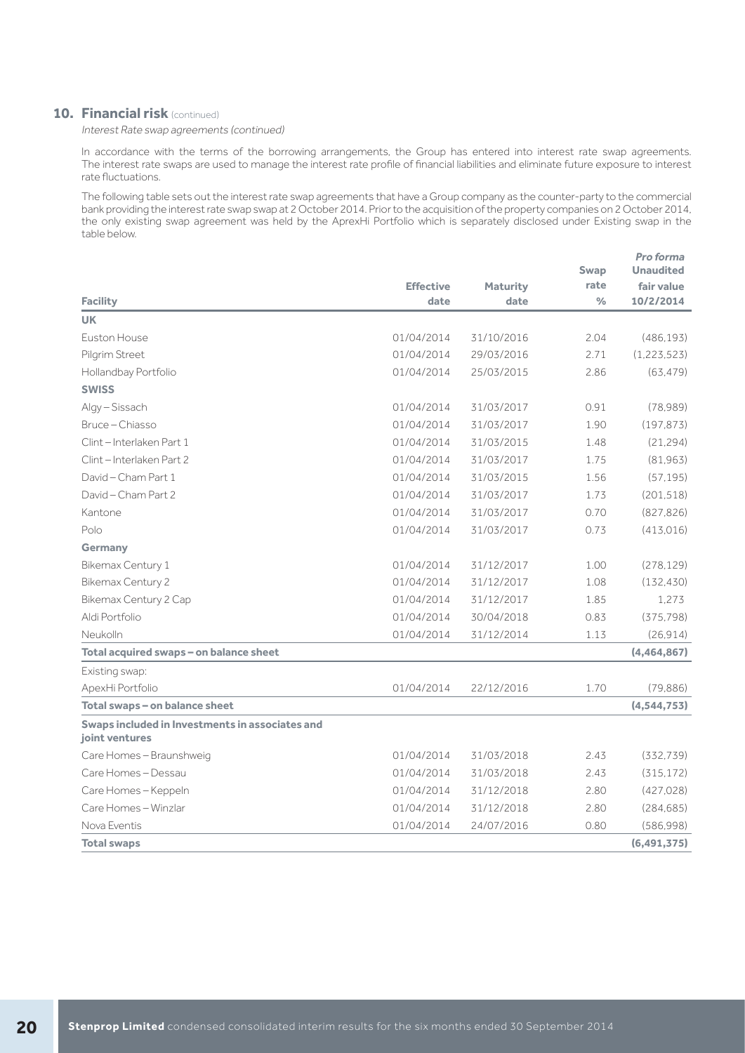## 10. Financial risk (continued)

*Interest Rate swap agreements (continued)*

In accordance with the terms of the borrowing arrangements, the Group has entered into interest rate swap agreements. The interest rate swaps are used to manage the interest rate profile of financial liabilities and eliminate future exposure to interest rate fluctuations.

The following table sets out the interest rate swap agreements that have a Group company as the counter-party to the commercial bank providing the interest rate swap swap at 2 October 2014. Prior to the acquisition of the property companies on 2 October 2014, the only existing swap agreement was held by the AprexHi Portfolio which is separately disclosed under Existing swap in the table below.

| Facility | Effective date | Maturity date | Swap rate % | *Pro forma* Unaudited fair value 10/2/2014 |
|---|---|---|---|---|
| **UK** | | | | |
| Euston House | 01/04/2014 | 31/10/2016 | 2.04 | (486,193) |
| Pilgrim Street | 01/04/2014 | 29/03/2016 | 2.71 | (1,223,523) |
| Hollandbay Portfolio | 01/04/2014 | 25/03/2015 | 2.86 | (63,479) |
| **SWISS** | | | | |
| Algy – Sissach | 01/04/2014 | 31/03/2017 | 0.91 | (78,989) |
| Bruce – Chiasso | 01/04/2014 | 31/03/2017 | 1.90 | (197,873) |
| Clint – Interlaken Part 1 | 01/04/2014 | 31/03/2015 | 1.48 | (21,294) |
| Clint – Interlaken Part 2 | 01/04/2014 | 31/03/2017 | 1.75 | (81,963) |
| David – Cham Part 1 | 01/04/2014 | 31/03/2015 | 1.56 | (57,195) |
| David – Cham Part 2 | 01/04/2014 | 31/03/2017 | 1.73 | (201,518) |
| Kantone | 01/04/2014 | 31/03/2017 | 0.70 | (827,826) |
| Polo | 01/04/2014 | 31/03/2017 | 0.73 | (413,016) |
| **Germany** | | | | |
| Bikemax Century 1 | 01/04/2014 | 31/12/2017 | 1.00 | (278,129) |
| Bikemax Century 2 | 01/04/2014 | 31/12/2017 | 1.08 | (132,430) |
| Bikemax Century 2 Cap | 01/04/2014 | 31/12/2017 | 1.85 | 1,273 |
| Aldi Portfolio | 01/04/2014 | 30/04/2018 | 0.83 | (375,798) |
| Neukolln | 01/04/2014 | 31/12/2014 | 1.13 | (26,914) |
| **Total acquired swaps – on balance sheet** | | | | **(4,464,867)** |
| Existing swap: | | | | |
| ApexHi Portfolio | 01/04/2014 | 22/12/2016 | 1.70 | (79,886) |
| **Total swaps – on balance sheet** | | | | **(4,544,753)** |
| **Swaps included in Investments in associates and joint ventures** | | | | |
| Care Homes – Braunshweig | 01/04/2014 | 31/03/2018 | 2.43 | (332,739) |
| Care Homes – Dessau | 01/04/2014 | 31/03/2018 | 2.43 | (315,172) |
| Care Homes – Keppeln | 01/04/2014 | 31/12/2018 | 2.80 | (427,028) |
| Care Homes – Winzlar | 01/04/2014 | 31/12/2018 | 2.80 | (284,685) |
| Nova Eventis | 01/04/2014 | 24/07/2016 | 0.80 | (586,998) |
| **Total swaps** | | | | **(6,491,375)** |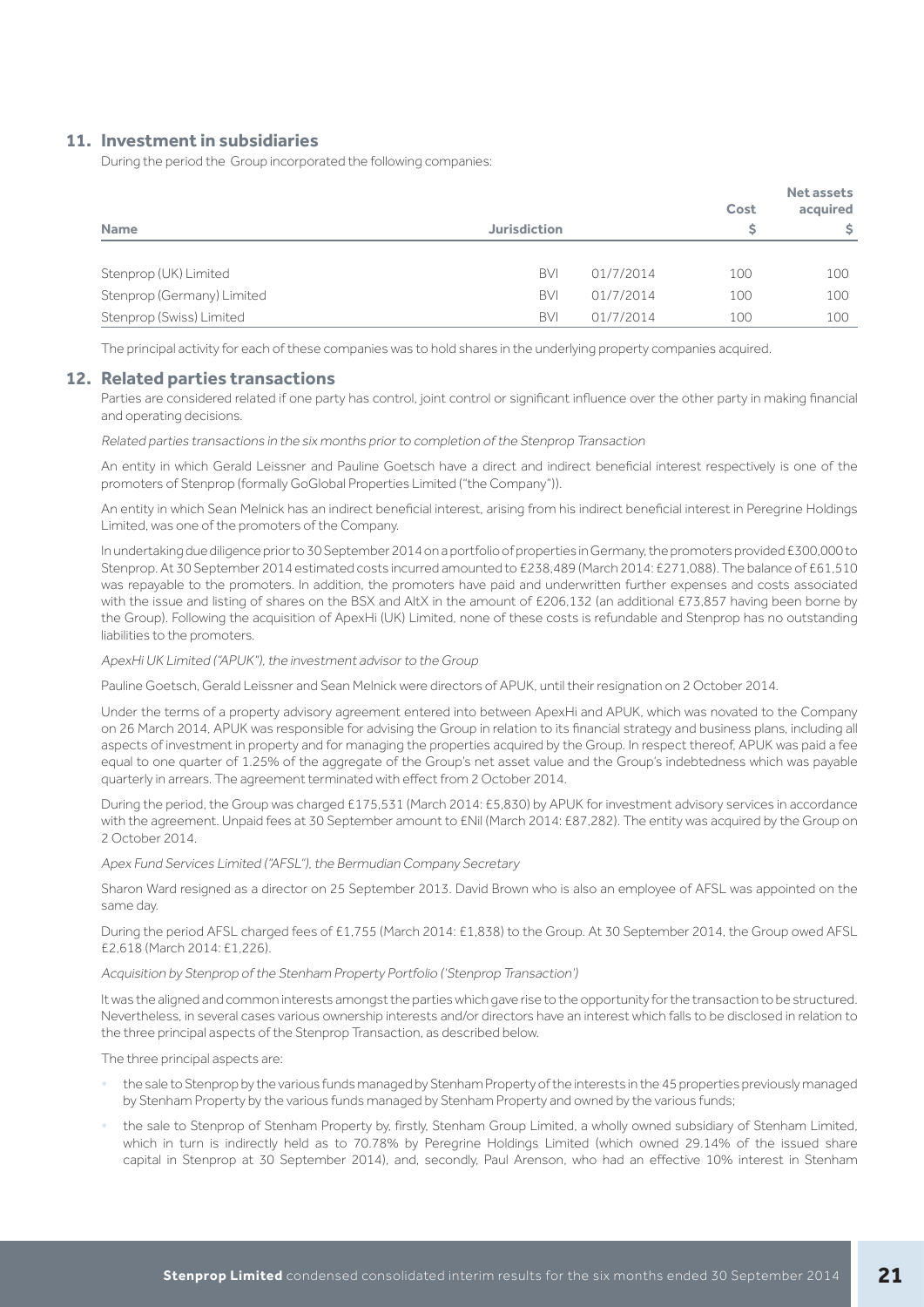## 11. Investment in subsidiaries

During the period the Group incorporated the following companies:

| Name | Jurisdiction | | Cost $ | Net assets acquired $ |
|---|---|---|---|---|
| Stenprop (UK) Limited | BVI | 01/7/2014 | 100 | 100 |
| Stenprop (Germany) Limited | BVI | 01/7/2014 | 100 | 100 |
| Stenprop (Swiss) Limited | BVI | 01/7/2014 | 100 | 100 |

The principal activity for each of these companies was to hold shares in the underlying property companies acquired.

## 12. Related parties transactions

Parties are considered related if one party has control, joint control or significant influence over the other party in making financial and operating decisions.

*Related parties transactions in the six months prior to completion of the Stenprop Transaction*

An entity in which Gerald Leissner and Pauline Goetsch have a direct and indirect beneficial interest respectively is one of the promoters of Stenprop (formally GoGlobal Properties Limited ("the Company")).

An entity in which Sean Melnick has an indirect beneficial interest, arising from his indirect beneficial interest in Peregrine Holdings Limited, was one of the promoters of the Company.

In undertaking due diligence prior to 30 September 2014 on a portfolio of properties in Germany, the promoters provided £300,000 to Stenprop. At 30 September 2014 estimated costs incurred amounted to £238,489 (March 2014: £271,088). The balance of £61,510 was repayable to the promoters. In addition, the promoters have paid and underwritten further expenses and costs associated with the issue and listing of shares on the BSX and AltX in the amount of £206,132 (an additional £73,857 having been borne by the Group). Following the acquisition of ApexHi (UK) Limited, none of these costs is refundable and Stenprop has no outstanding liabilities to the promoters.

*ApexHi UK Limited ("APUK"), the investment advisor to the Group*

Pauline Goetsch, Gerald Leissner and Sean Melnick were directors of APUK, until their resignation on 2 October 2014.

Under the terms of a property advisory agreement entered into between ApexHi and APUK, which was novated to the Company on 26 March 2014, APUK was responsible for advising the Group in relation to its financial strategy and business plans, including all aspects of investment in property and for managing the properties acquired by the Group. In respect thereof, APUK was paid a fee equal to one quarter of 1.25% of the aggregate of the Group's net asset value and the Group's indebtedness which was payable quarterly in arrears. The agreement terminated with effect from 2 October 2014.

During the period, the Group was charged £175,531 (March 2014: £5,830) by APUK for investment advisory services in accordance with the agreement. Unpaid fees at 30 September amount to £Nil (March 2014: £87,282). The entity was acquired by the Group on 2 October 2014.

*Apex Fund Services Limited ("AFSL"), the Bermudian Company Secretary*

Sharon Ward resigned as a director on 25 September 2013. David Brown who is also an employee of AFSL was appointed on the same day.

During the period AFSL charged fees of £1,755 (March 2014: £1,838) to the Group. At 30 September 2014, the Group owed AFSL £2,618 (March 2014: £1,226).

*Acquisition by Stenprop of the Stenham Property Portfolio ('Stenprop Transaction')*

It was the aligned and common interests amongst the parties which gave rise to the opportunity for the transaction to be structured. Nevertheless, in several cases various ownership interests and/or directors have an interest which falls to be disclosed in relation to the three principal aspects of the Stenprop Transaction, as described below.

The three principal aspects are:

- the sale to Stenprop by the various funds managed by Stenham Property of the interests in the 45 properties previously managed by Stenham Property by the various funds managed by Stenham Property and owned by the various funds;
- the sale to Stenprop of Stenham Property by, firstly, Stenham Group Limited, a wholly owned subsidiary of Stenham Limited, which in turn is indirectly held as to 70.78% by Peregrine Holdings Limited (which owned 29.14% of the issued share capital in Stenprop at 30 September 2014), and, secondly, Paul Arenson, who had an effective 10% interest in Stenham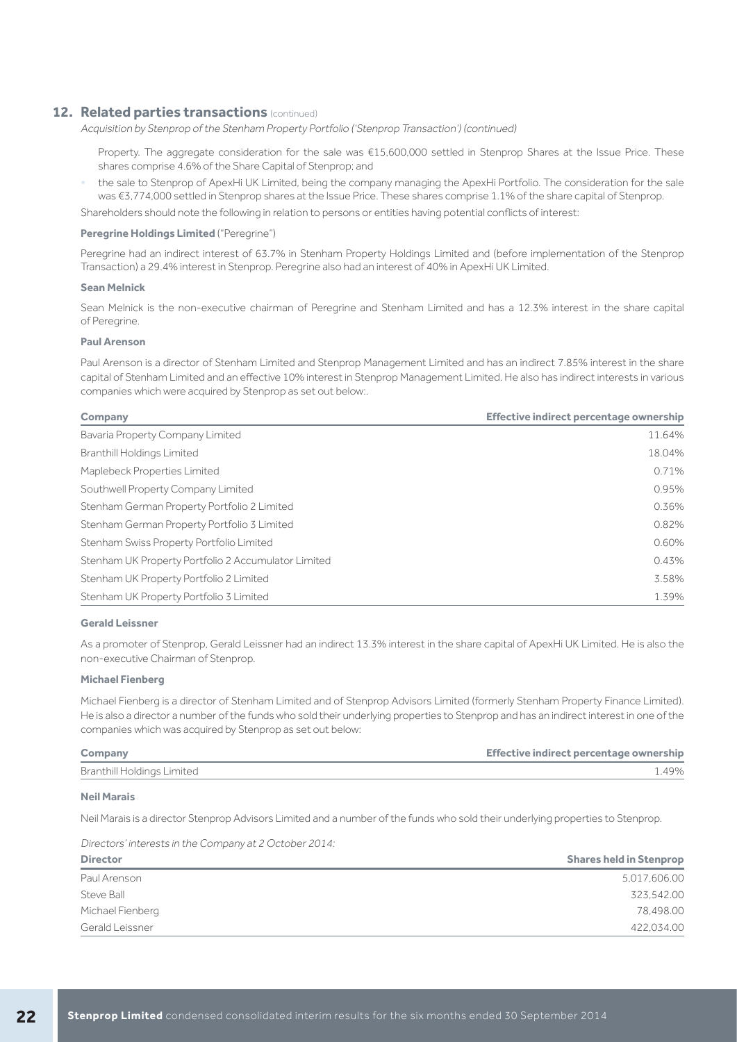## 12. Related parties transactions (continued)

*Acquisition by Stenprop of the Stenham Property Portfolio ('Stenprop Transaction') (continued)*

Property. The aggregate consideration for the sale was €15,600,000 settled in Stenprop Shares at the Issue Price. These shares comprise 4.6% of the Share Capital of Stenprop; and

- the sale to Stenprop of ApexHi UK Limited, being the company managing the ApexHi Portfolio. The consideration for the sale was €3,774,000 settled in Stenprop shares at the Issue Price. These shares comprise 1.1% of the share capital of Stenprop.

Shareholders should note the following in relation to persons or entities having potential conflicts of interest:

**Peregrine Holdings Limited** ("Peregrine")

Peregrine had an indirect interest of 63.7% in Stenham Property Holdings Limited and (before implementation of the Stenprop Transaction) a 29.4% interest in Stenprop. Peregrine also had an interest of 40% in ApexHi UK Limited.

**Sean Melnick**

Sean Melnick is the non-executive chairman of Peregrine and Stenham Limited and has a 12.3% interest in the share capital of Peregrine.

**Paul Arenson**

Paul Arenson is a director of Stenham Limited and Stenprop Management Limited and has an indirect 7.85% interest in the share capital of Stenham Limited and an effective 10% interest in Stenprop Management Limited. He also has indirect interests in various companies which were acquired by Stenprop as set out below:.

| Company | Effective indirect percentage ownership |
|---|---:|
| Bavaria Property Company Limited | 11.64% |
| Branthill Holdings Limited | 18.04% |
| Maplebeck Properties Limited | 0.71% |
| Southwell Property Company Limited | 0.95% |
| Stenham German Property Portfolio 2 Limited | 0.36% |
| Stenham German Property Portfolio 3 Limited | 0.82% |
| Stenham Swiss Property Portfolio Limited | 0.60% |
| Stenham UK Property Portfolio 2 Accumulator Limited | 0.43% |
| Stenham UK Property Portfolio 2 Limited | 3.58% |
| Stenham UK Property Portfolio 3 Limited | 1.39% |

**Gerald Leissner**

As a promoter of Stenprop, Gerald Leissner had an indirect 13.3% interest in the share capital of ApexHi UK Limited. He is also the non-executive Chairman of Stenprop.

**Michael Fienberg**

Michael Fienberg is a director of Stenham Limited and of Stenprop Advisors Limited (formerly Stenham Property Finance Limited). He is also a director a number of the funds who sold their underlying properties to Stenprop and has an indirect interest in one of the companies which was acquired by Stenprop as set out below:

| Company | Effective indirect percentage ownership |
|---|---:|
| Branthill Holdings Limited | 1.49% |

**Neil Marais**

Neil Marais is a director Stenprop Advisors Limited and a number of the funds who sold their underlying properties to Stenprop.

*Directors' interests in the Company at 2 October 2014:*

| Director | Shares held in Stenprop |
|---|---:|
| Paul Arenson | 5,017,606.00 |
| Steve Ball | 323,542.00 |
| Michael Fienberg | 78,498.00 |
| Gerald Leissner | 422,034.00 |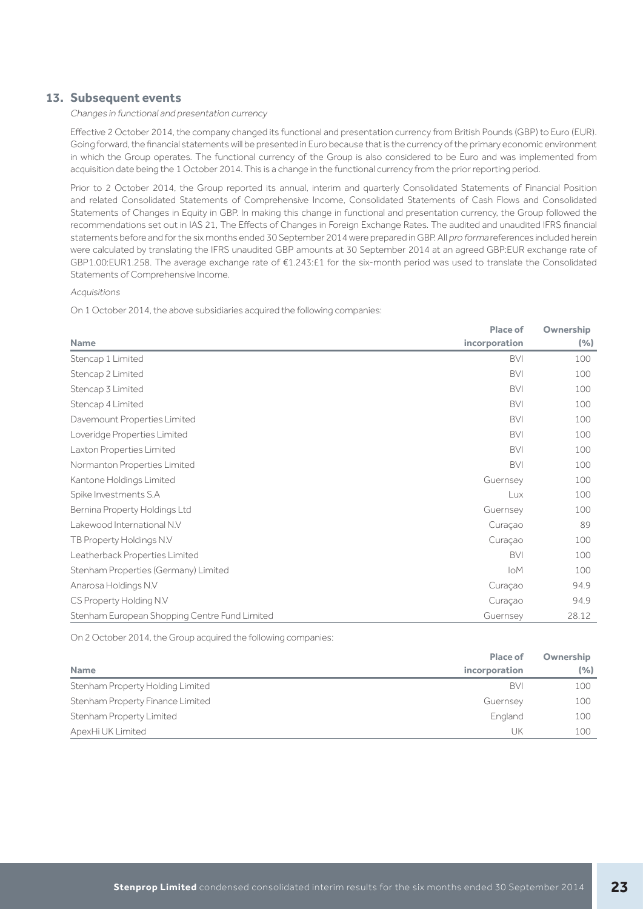## 13. Subsequent events

*Changes in functional and presentation currency*

Effective 2 October 2014, the company changed its functional and presentation currency from British Pounds (GBP) to Euro (EUR). Going forward, the financial statements will be presented in Euro because that is the currency of the primary economic environment in which the Group operates. The functional currency of the Group is also considered to be Euro and was implemented from acquisition date being the 1 October 2014. This is a change in the functional currency from the prior reporting period.

Prior to 2 October 2014, the Group reported its annual, interim and quarterly Consolidated Statements of Financial Position and related Consolidated Statements of Comprehensive Income, Consolidated Statements of Cash Flows and Consolidated Statements of Changes in Equity in GBP. In making this change in functional and presentation currency, the Group followed the recommendations set out in IAS 21, The Effects of Changes in Foreign Exchange Rates. The audited and unaudited IFRS financial statements before and for the six months ended 30 September 2014 were prepared in GBP. All *pro forma* references included herein were calculated by translating the IFRS unaudited GBP amounts at 30 September 2014 at an agreed GBP:EUR exchange rate of GBP1.00:EUR1.258. The average exchange rate of €1.243:£1 for the six-month period was used to translate the Consolidated Statements of Comprehensive Income.

*Acquisitions*

On 1 October 2014, the above subsidiaries acquired the following companies:

| Name | Place of incorporation | Ownership (%) |
|---|---|---|
| Stencap 1 Limited | BVI | 100 |
| Stencap 2 Limited | BVI | 100 |
| Stencap 3 Limited | BVI | 100 |
| Stencap 4 Limited | BVI | 100 |
| Davemount Properties Limited | BVI | 100 |
| Loveridge Properties Limited | BVI | 100 |
| Laxton Properties Limited | BVI | 100 |
| Normanton Properties Limited | BVI | 100 |
| Kantone Holdings Limited | Guernsey | 100 |
| Spike Investments S.A | Lux | 100 |
| Bernina Property Holdings Ltd | Guernsey | 100 |
| Lakewood International N.V | Curaçao | 89 |
| TB Property Holdings N.V | Curaçao | 100 |
| Leatherback Properties Limited | BVI | 100 |
| Stenham Properties (Germany) Limited | IoM | 100 |
| Anarosa Holdings N.V | Curaçao | 94.9 |
| CS Property Holding N.V | Curaçao | 94.9 |
| Stenham European Shopping Centre Fund Limited | Guernsey | 28.12 |

On 2 October 2014, the Group acquired the following companies:

| Name | Place of incorporation | Ownership (%) |
|---|---|---|
| Stenham Property Holding Limited | BVI | 100 |
| Stenham Property Finance Limited | Guernsey | 100 |
| Stenham Property Limited | England | 100 |
| ApexHi UK Limited | UK | 100 |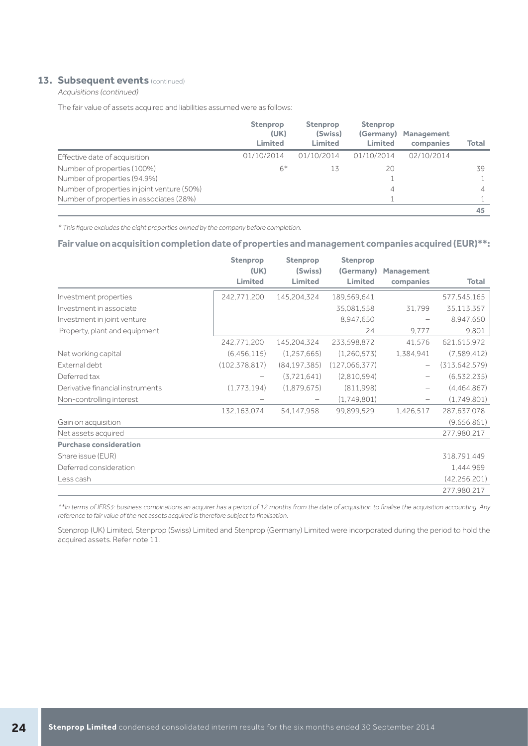## 13. Subsequent events (continued)

*Acquisitions (continued)*

The fair value of assets acquired and liabilities assumed were as follows:

| | Stenprop (UK) Limited | Stenprop (Swiss) Limited | Stenprop (Germany) Limited | Management companies | Total |
|---|---|---|---|---|---|
| Effective date of acquisition | 01/10/2014 | 01/10/2014 | 01/10/2014 | 02/10/2014 | |
| Number of properties (100%) | 6* | 13 | 20 | | 39 |
| Number of properties (94.9%) | | | 1 | | 1 |
| Number of properties in joint venture (50%) | | | 4 | | 4 |
| Number of properties in associates (28%) | | | 1 | | 1 |
| | | | | | **45** |

*\* This figure excludes the eight properties owned by the company before completion.*

### Fair value on acquisition completion date of properties and management companies acquired (EUR)**:

| | Stenprop (UK) Limited | Stenprop (Swiss) Limited | Stenprop (Germany) Limited | Management companies | Total |
|---|---|---|---|---|---|
| Investment properties | 242,771,200 | 145,204,324 | 189,569,641 | | 577,545,165 |
| Investment in associate | | | 35,081,558 | 31,799 | 35,113,357 |
| Investment in joint venture | | | 8,947,650 | – | 8,947,650 |
| Property, plant and equipment | | | 24 | 9,777 | 9,801 |
| | 242,771,200 | 145,204,324 | 233,598,872 | 41,576 | 621,615,972 |
| Net working capital | (6,456,115) | (1,257,665) | (1,260,573) | 1,384,941 | (7,589,412) |
| External debt | (102,378,817) | (84,197,385) | (127,066,377) | – | (313,642,579) |
| Deferred tax | – | (3,721,641) | (2,810,594) | – | (6,532,235) |
| Derivative financial instruments | (1,773,194) | (1,879,675) | (811,998) | – | (4,464,867) |
| Non-controlling interest | – | – | (1,749,801) | – | (1,749,801) |
| | 132,163,074 | 54,147,958 | 99,899,529 | 1,426,517 | 287,637,078 |
| Gain on acquisition | | | | | (9,656,861) |
| Net assets acquired | | | | | 277,980,217 |
| **Purchase consideration** | | | | | |
| Share issue (EUR) | | | | | 318,791,449 |
| Deferred consideration | | | | | 1,444,969 |
| Less cash | | | | | (42,256,201) |
| | | | | | 277,980,217 |

*\*\*In terms of IFRS3: business combinations an acquirer has a period of 12 months from the date of acquisition to finalise the acquisition accounting. Any reference to fair value of the net assets acquired is therefore subject to finalisation.*

Stenprop (UK) Limited, Stenprop (Swiss) Limited and Stenprop (Germany) Limited were incorporated during the period to hold the acquired assets. Refer note 11.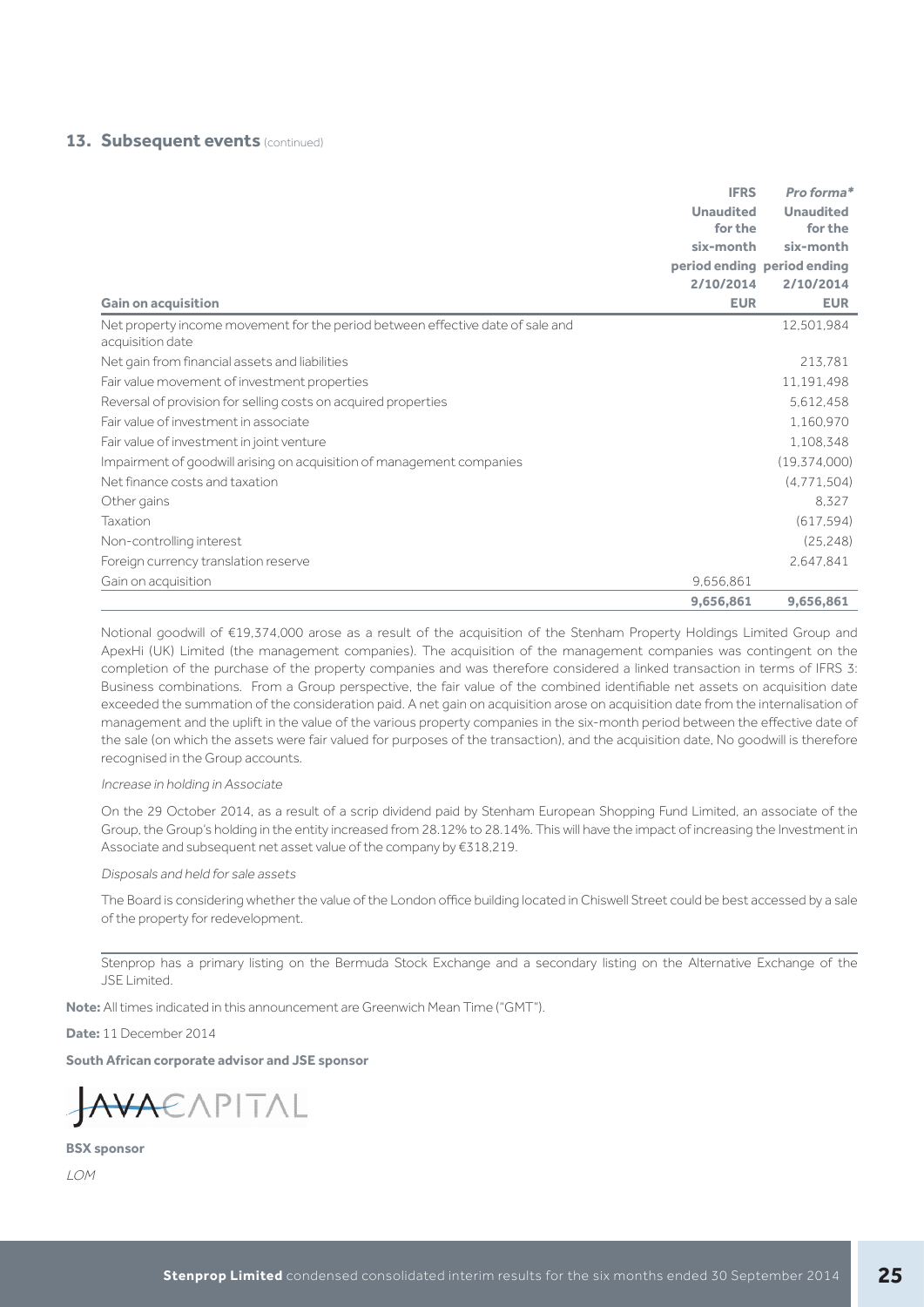## 13. Subsequent events (continued)

| Gain on acquisition | IFRS Unaudited for the six-month period ending 2/10/2014 EUR | *Pro forma\** Unaudited for the six-month period ending 2/10/2014 EUR |
|---|---|---|
| Net property income movement for the period between effective date of sale and acquisition date | | 12,501,984 |
| Net gain from financial assets and liabilities | | 213,781 |
| Fair value movement of investment properties | | 11,191,498 |
| Reversal of provision for selling costs on acquired properties | | 5,612,458 |
| Fair value of investment in associate | | 1,160,970 |
| Fair value of investment in joint venture | | 1,108,348 |
| Impairment of goodwill arising on acquisition of management companies | | (19,374,000) |
| Net finance costs and taxation | | (4,771,504) |
| Other gains | | 8,327 |
| Taxation | | (617,594) |
| Non-controlling interest | | (25,248) |
| Foreign currency translation reserve | | 2,647,841 |
| Gain on acquisition | 9,656,861 | |
| | **9,656,861** | **9,656,861** |

Notional goodwill of €19,374,000 arose as a result of the acquisition of the Stenham Property Holdings Limited Group and ApexHi (UK) Limited (the management companies). The acquisition of the management companies was contingent on the completion of the purchase of the property companies and was therefore considered a linked transaction in terms of IFRS 3: Business combinations. From a Group perspective, the fair value of the combined identifiable net assets on acquisition date exceeded the summation of the consideration paid. A net gain on acquisition arose on acquisition date from the internalisation of management and the uplift in the value of the various property companies in the six-month period between the effective date of the sale (on which the assets were fair valued for purposes of the transaction), and the acquisition date, No goodwill is therefore recognised in the Group accounts.

*Increase in holding in Associate*

On the 29 October 2014, as a result of a scrip dividend paid by Stenham European Shopping Fund Limited, an associate of the Group, the Group's holding in the entity increased from 28.12% to 28.14%. This will have the impact of increasing the Investment in Associate and subsequent net asset value of the company by €318,219.

*Disposals and held for sale assets*

The Board is considering whether the value of the London office building located in Chiswell Street could be best accessed by a sale of the property for redevelopment.

Stenprop has a primary listing on the Bermuda Stock Exchange and a secondary listing on the Alternative Exchange of the JSE Limited.

**Note:** All times indicated in this announcement are Greenwich Mean Time ("GMT").

**Date:** 11 December 2014

**South African corporate advisor and JSE sponsor**

JAVACAPITAL

**BSX sponsor**

*LOM*